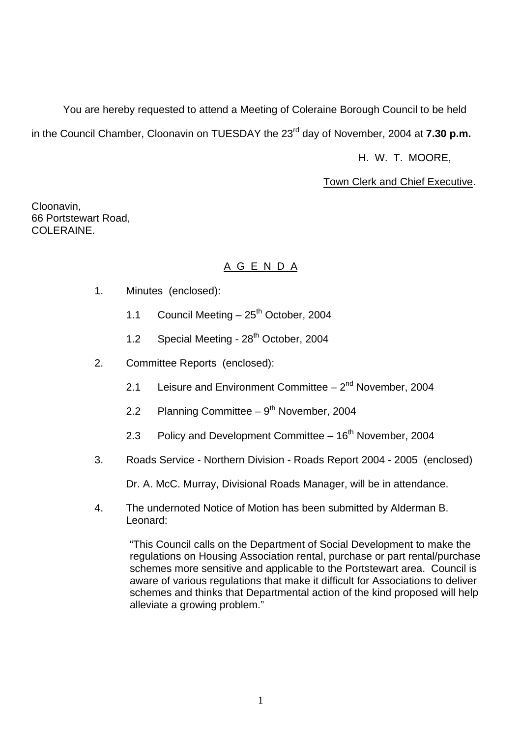You are hereby requested to attend a Meeting of Coleraine Borough Council to be held in the Council Chamber, Cloonavin on TUESDAY the 23rd day of November, 2004 at **7.30 p.m.**

H. W. T. MOORE,

Town Clerk and Chief Executive.

Cloonavin,
66 Portstewart Road,
COLERAINE.

## A G E N D A

1. Minutes (enclosed):

   1.1 Council Meeting – 25th October, 2004

   1.2 Special Meeting - 28th October, 2004

2. Committee Reports (enclosed):

   2.1 Leisure and Environment Committee – 2nd November, 2004

   2.2 Planning Committee – 9th November, 2004

   2.3 Policy and Development Committee – 16th November, 2004

3. Roads Service - Northern Division - Roads Report 2004 - 2005 (enclosed)

   Dr. A. McC. Murray, Divisional Roads Manager, will be in attendance.

4. The undernoted Notice of Motion has been submitted by Alderman B. Leonard:

   "This Council calls on the Department of Social Development to make the regulations on Housing Association rental, purchase or part rental/purchase schemes more sensitive and applicable to the Portstewart area. Council is aware of various regulations that make it difficult for Associations to deliver schemes and thinks that Departmental action of the kind proposed will help alleviate a growing problem."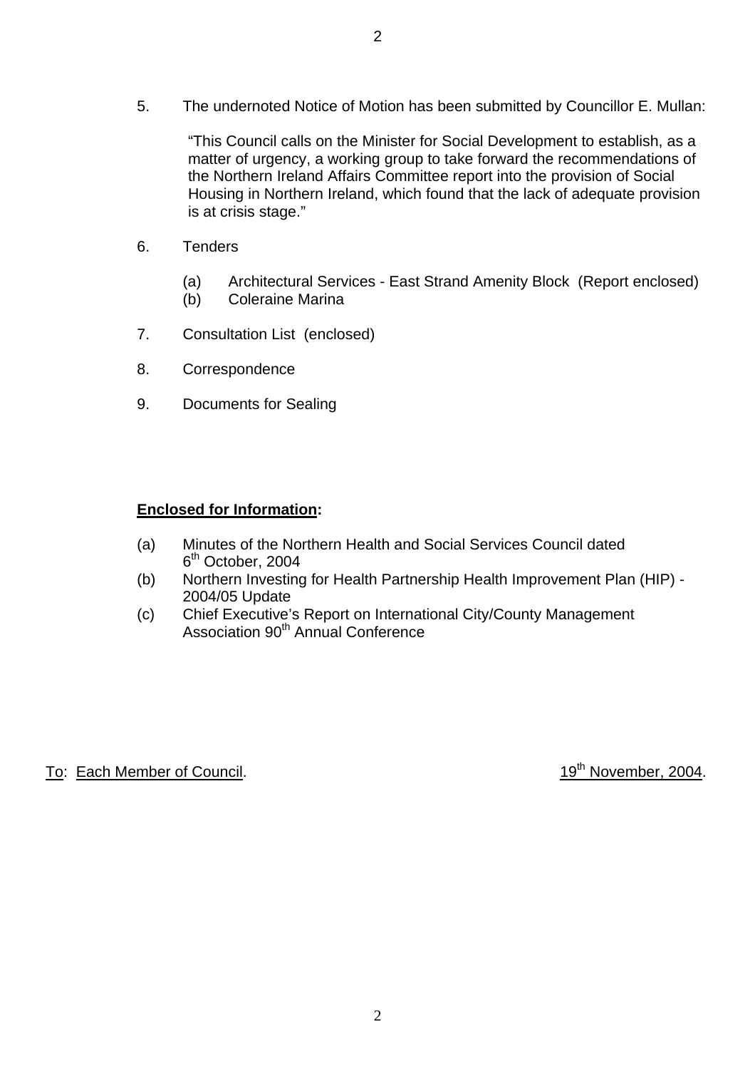5. The undernoted Notice of Motion has been submitted by Councillor E. Mullan:

   "This Council calls on the Minister for Social Development to establish, as a matter of urgency, a working group to take forward the recommendations of the Northern Ireland Affairs Committee report into the provision of Social Housing in Northern Ireland, which found that the lack of adequate provision is at crisis stage."

6. Tenders

   (a) Architectural Services - East Strand Amenity Block (Report enclosed)
   (b) Coleraine Marina

7. Consultation List (enclosed)

8. Correspondence

9. Documents for Sealing

**Enclosed for Information:**

(a) Minutes of the Northern Health and Social Services Council dated 6th October, 2004
(b) Northern Investing for Health Partnership Health Improvement Plan (HIP) - 2004/05 Update
(c) Chief Executive's Report on International City/County Management Association 90th Annual Conference

To: Each Member of Council. 19th November, 2004.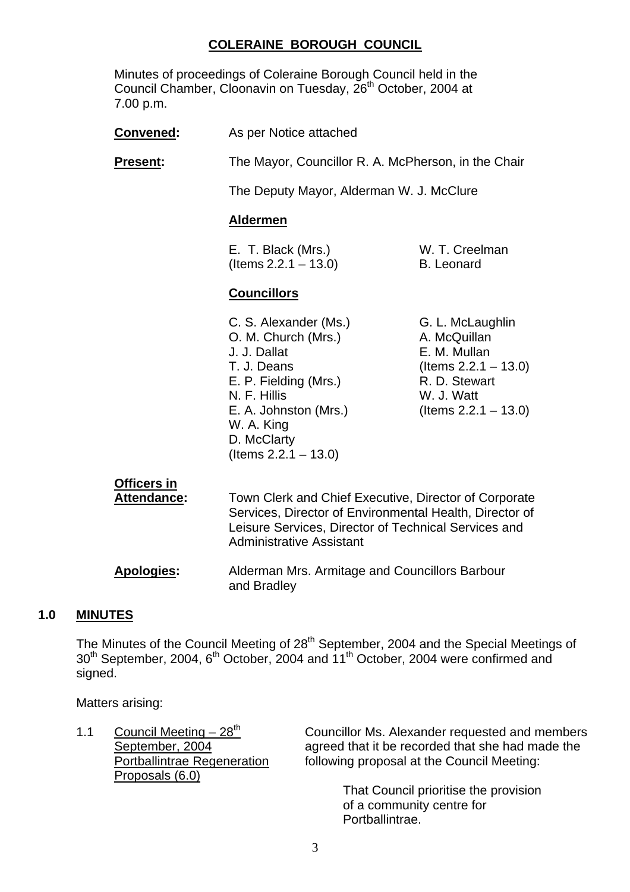# COLERAINE BOROUGH COUNCIL

Minutes of proceedings of Coleraine Borough Council held in the Council Chamber, Cloonavin on Tuesday, 26th October, 2004 at 7.00 p.m.

**Convened:** As per Notice attached

**Present:** The Mayor, Councillor R. A. McPherson, in the Chair

The Deputy Mayor, Alderman W. J. McClure

**Aldermen**

E. T. Black (Mrs.) (Items 2.2.1 – 13.0)
W. T. Creelman
B. Leonard

**Councillors**

C. S. Alexander (Ms.)
O. M. Church (Mrs.)
J. J. Dallat
T. J. Deans
E. P. Fielding (Mrs.)
N. F. Hillis
E. A. Johnston (Mrs.)
W. A. King
D. McClarty (Items 2.2.1 – 13.0)
G. L. McLaughlin
A. McQuillan
E. M. Mullan (Items 2.2.1 – 13.0)
R. D. Stewart
W. J. Watt (Items 2.2.1 – 13.0)

**Officers in Attendance:** Town Clerk and Chief Executive, Director of Corporate Services, Director of Environmental Health, Director of Leisure Services, Director of Technical Services and Administrative Assistant

**Apologies:** Alderman Mrs. Armitage and Councillors Barbour and Bradley

## 1.0 MINUTES

The Minutes of the Council Meeting of 28th September, 2004 and the Special Meetings of 30th September, 2004, 6th October, 2004 and 11th October, 2004 were confirmed and signed.

Matters arising:

1.1 Council Meeting – 28th September, 2004 Portballintrae Regeneration Proposals (6.0)

Councillor Ms. Alexander requested and members agreed that it be recorded that she had made the following proposal at the Council Meeting:

> That Council prioritise the provision of a community centre for Portballintrae.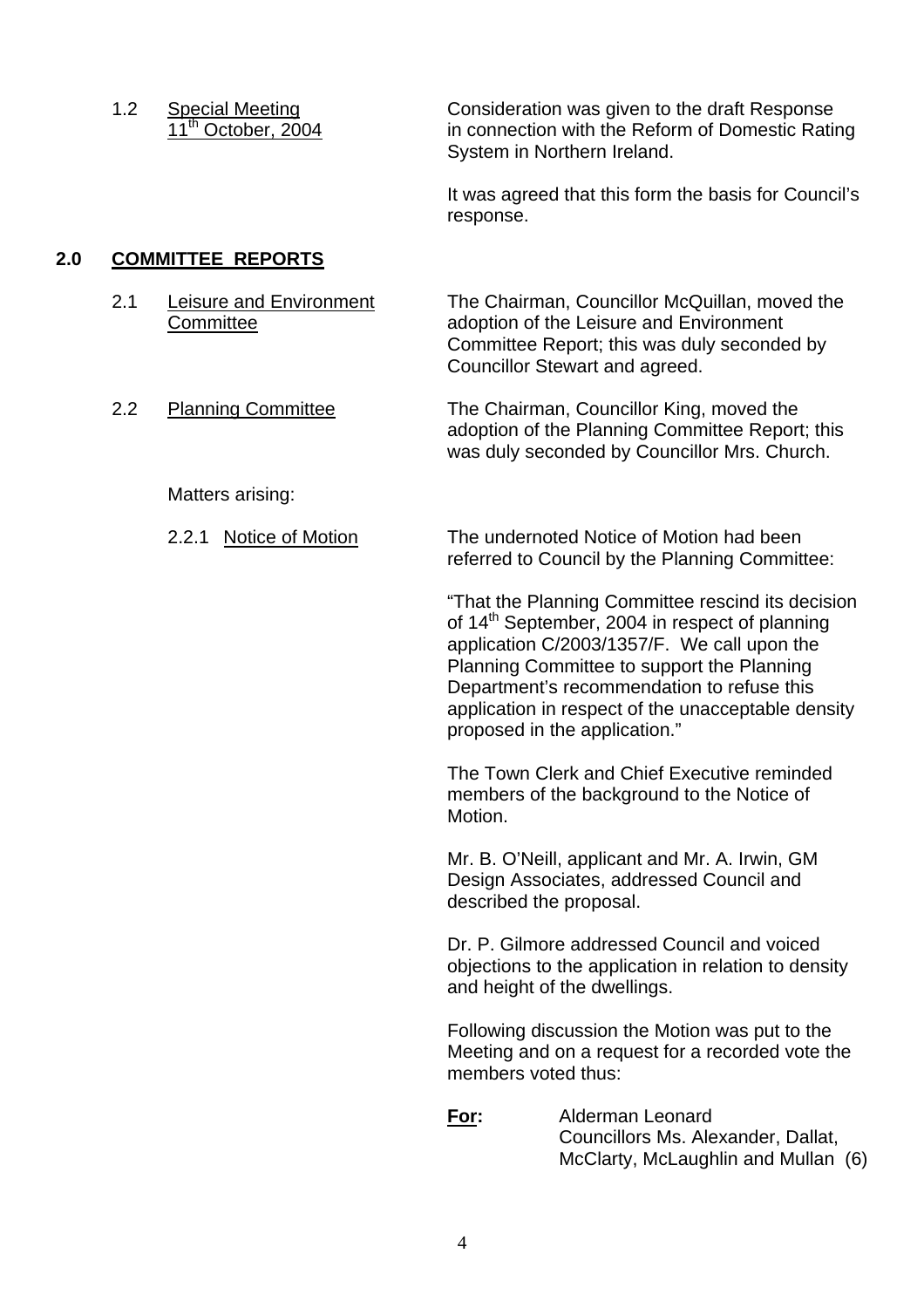1.2 Special Meeting 11th October, 2004

Consideration was given to the draft Response in connection with the Reform of Domestic Rating System in Northern Ireland.

It was agreed that this form the basis for Council's response.

## 2.0 COMMITTEE REPORTS

2.1 Leisure and Environment Committee

The Chairman, Councillor McQuillan, moved the adoption of the Leisure and Environment Committee Report; this was duly seconded by Councillor Stewart and agreed.

2.2 Planning Committee

The Chairman, Councillor King, moved the adoption of the Planning Committee Report; this was duly seconded by Councillor Mrs. Church.

Matters arising:

2.2.1 Notice of Motion

The undernoted Notice of Motion had been referred to Council by the Planning Committee:

"That the Planning Committee rescind its decision of 14th September, 2004 in respect of planning application C/2003/1357/F. We call upon the Planning Committee to support the Planning Department's recommendation to refuse this application in respect of the unacceptable density proposed in the application."

The Town Clerk and Chief Executive reminded members of the background to the Notice of Motion.

Mr. B. O'Neill, applicant and Mr. A. Irwin, GM Design Associates, addressed Council and described the proposal.

Dr. P. Gilmore addressed Council and voiced objections to the application in relation to density and height of the dwellings.

Following discussion the Motion was put to the Meeting and on a request for a recorded vote the members voted thus:

**For:** Alderman Leonard
Councillors Ms. Alexander, Dallat, McClarty, McLaughlin and Mullan (6)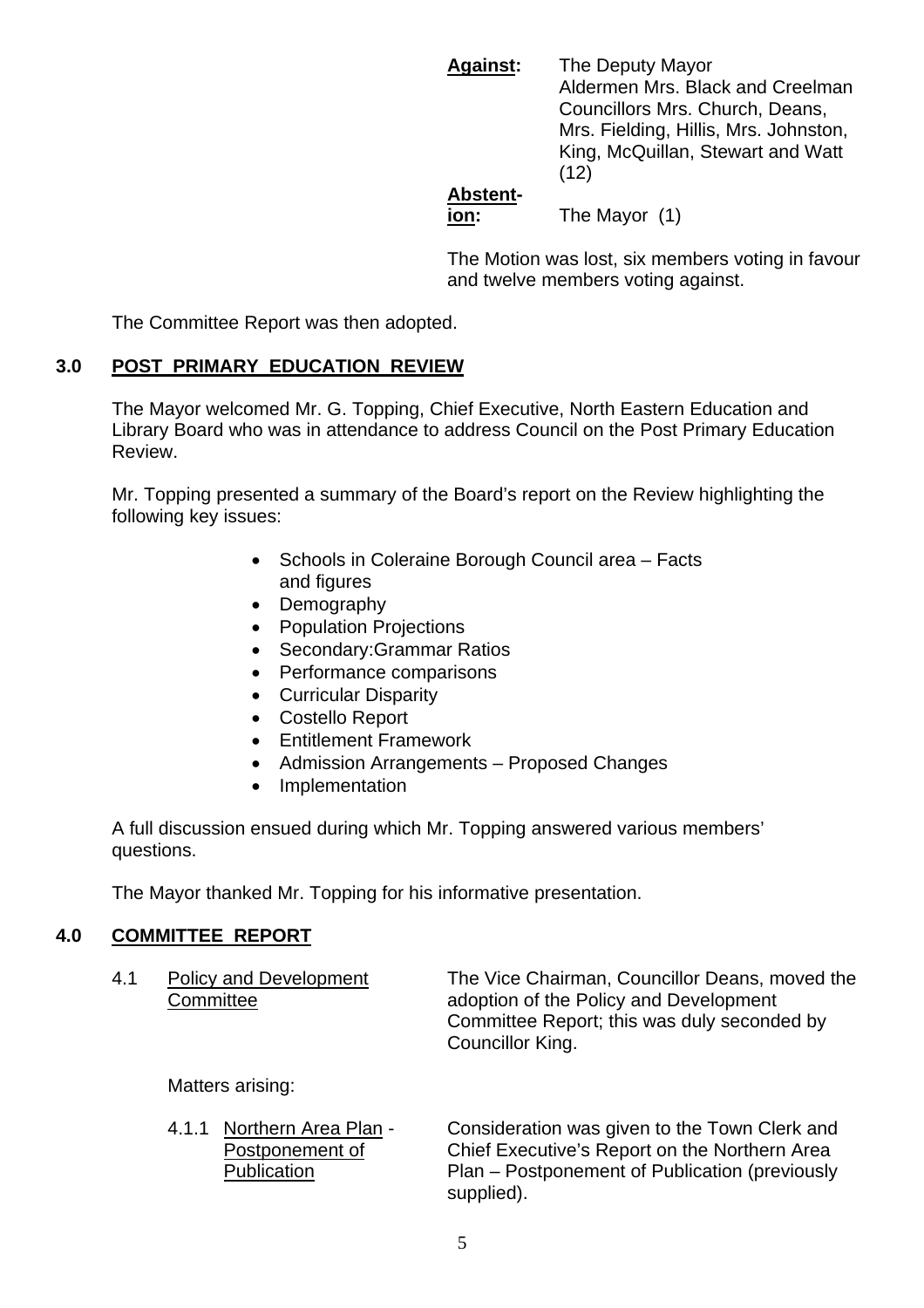**Against:** The Deputy Mayor
Aldermen Mrs. Black and Creelman
Councillors Mrs. Church, Deans, Mrs. Fielding, Hillis, Mrs. Johnston, King, McQuillan, Stewart and Watt (12)

**Abstention:** The Mayor (1)

The Motion was lost, six members voting in favour and twelve members voting against.

The Committee Report was then adopted.

## 3.0 POST PRIMARY EDUCATION REVIEW

The Mayor welcomed Mr. G. Topping, Chief Executive, North Eastern Education and Library Board who was in attendance to address Council on the Post Primary Education Review.

Mr. Topping presented a summary of the Board's report on the Review highlighting the following key issues:

- Schools in Coleraine Borough Council area – Facts and figures
- Demography
- Population Projections
- Secondary:Grammar Ratios
- Performance comparisons
- Curricular Disparity
- Costello Report
- Entitlement Framework
- Admission Arrangements – Proposed Changes
- Implementation

A full discussion ensued during which Mr. Topping answered various members' questions.

The Mayor thanked Mr. Topping for his informative presentation.

## 4.0 COMMITTEE REPORT

4.1 Policy and Development Committee

The Vice Chairman, Councillor Deans, moved the adoption of the Policy and Development Committee Report; this was duly seconded by Councillor King.

Matters arising:

4.1.1 Northern Area Plan - Postponement of Publication

Consideration was given to the Town Clerk and Chief Executive's Report on the Northern Area Plan – Postponement of Publication (previously supplied).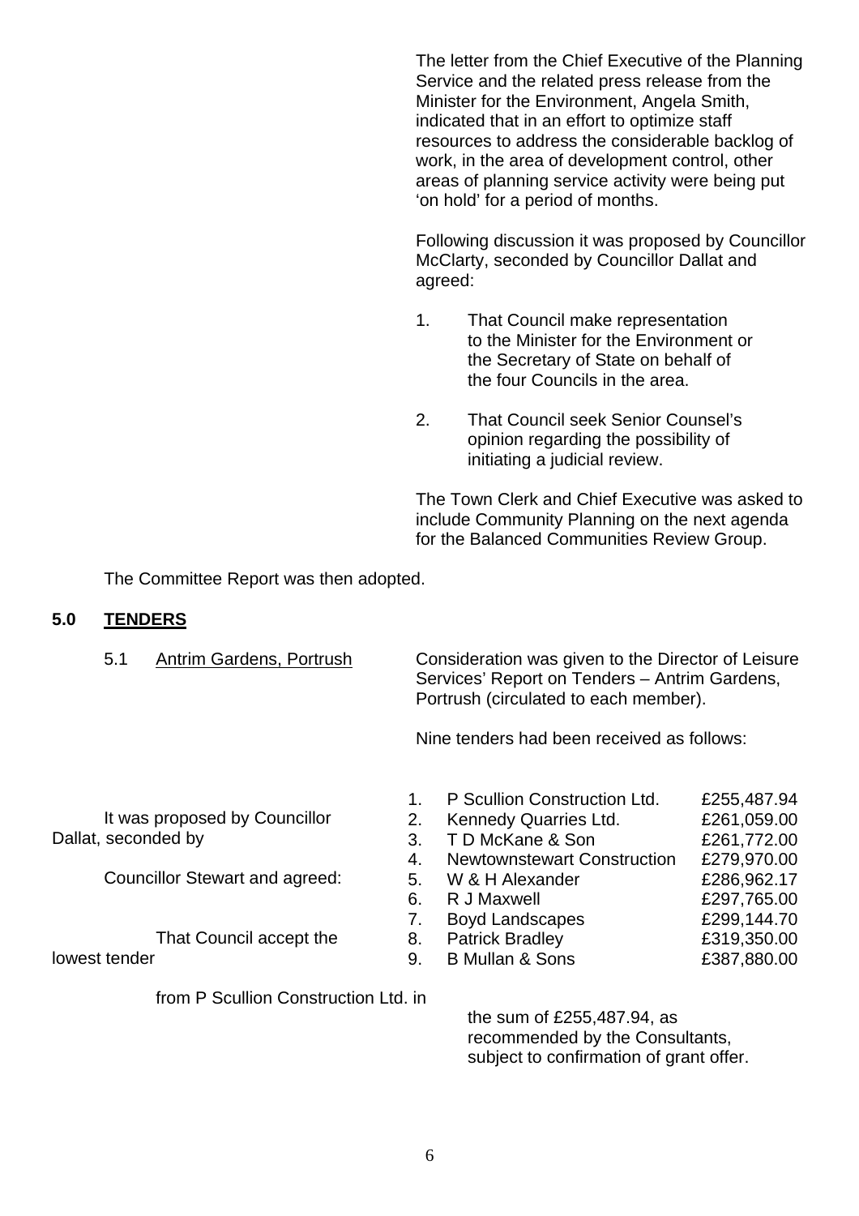The letter from the Chief Executive of the Planning Service and the related press release from the Minister for the Environment, Angela Smith, indicated that in an effort to optimize staff resources to address the considerable backlog of work, in the area of development control, other areas of planning service activity were being put 'on hold' for a period of months.

Following discussion it was proposed by Councillor McClarty, seconded by Councillor Dallat and agreed:

1. That Council make representation to the Minister for the Environment or the Secretary of State on behalf of the four Councils in the area.

2. That Council seek Senior Counsel's opinion regarding the possibility of initiating a judicial review.

The Town Clerk and Chief Executive was asked to include Community Planning on the next agenda for the Balanced Communities Review Group.

The Committee Report was then adopted.

## 5.0 TENDERS

5.1 Antrim Gardens, Portrush

Consideration was given to the Director of Leisure Services' Report on Tenders – Antrim Gardens, Portrush (circulated to each member).

Nine tenders had been received as follows:

| | | |
|---|---|---|
| 1. | P Scullion Construction Ltd. | £255,487.94 |
| 2. | Kennedy Quarries Ltd. | £261,059.00 |
| 3. | T D McKane & Son | £261,772.00 |
| 4. | Newtownstewart Construction | £279,970.00 |
| 5. | W & H Alexander | £286,962.17 |
| 6. | R J Maxwell | £297,765.00 |
| 7. | Boyd Landscapes | £299,144.70 |
| 8. | Patrick Bradley | £319,350.00 |
| 9. | B Mullan & Sons | £387,880.00 |

It was proposed by Councillor Dallat, seconded by Councillor Stewart and agreed:

That Council accept the lowest tender from P Scullion Construction Ltd. in the sum of £255,487.94, as recommended by the Consultants, subject to confirmation of grant offer.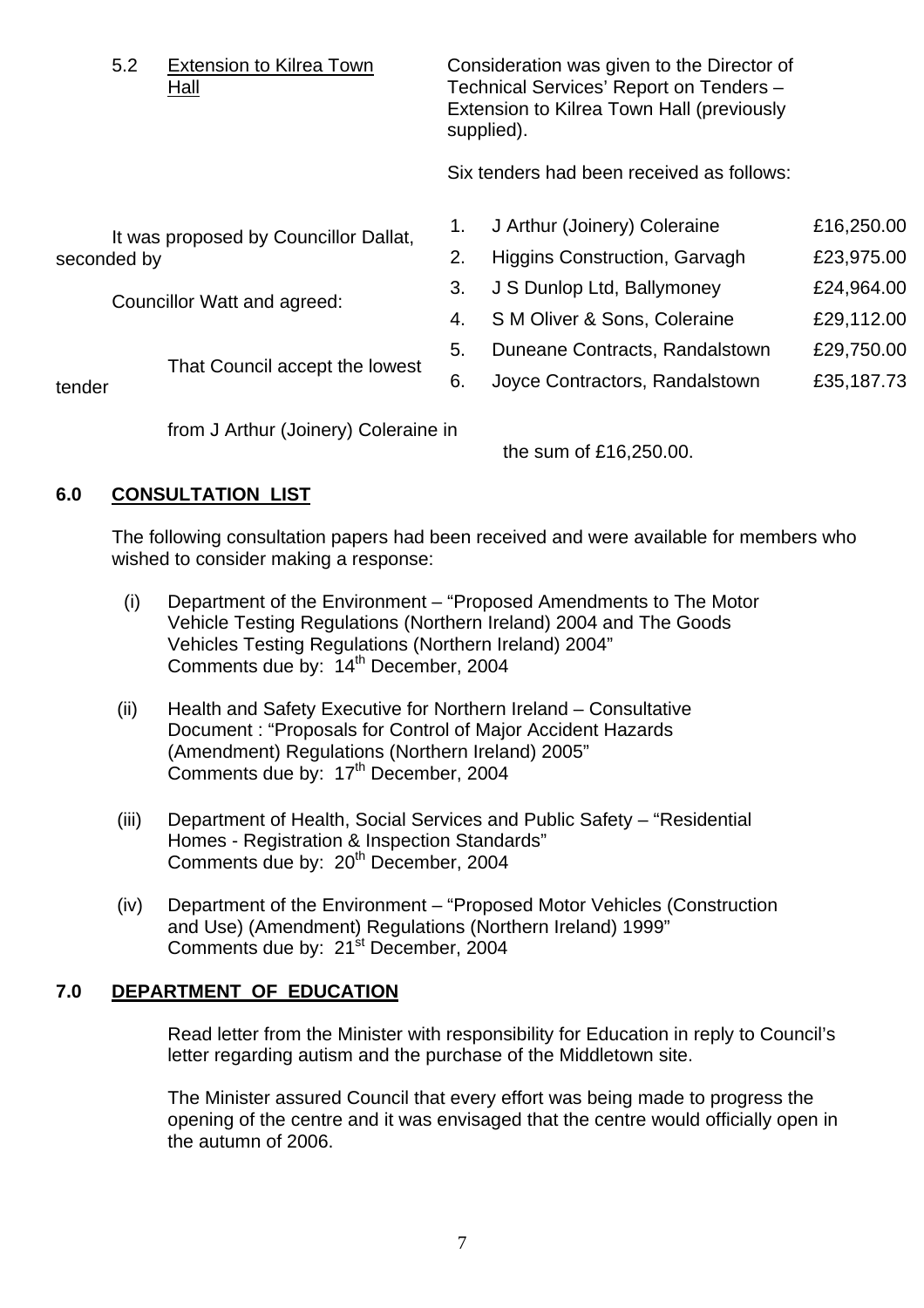5.2 Extension to Kilrea Town Hall

Consideration was given to the Director of Technical Services' Report on Tenders – Extension to Kilrea Town Hall (previously supplied).

Six tenders had been received as follows:

| | | |
|---|---|---|
| 1. | J Arthur (Joinery) Coleraine | £16,250.00 |
| 2. | Higgins Construction, Garvagh | £23,975.00 |
| 3. | J S Dunlop Ltd, Ballymoney | £24,964.00 |
| 4. | S M Oliver & Sons, Coleraine | £29,112.00 |
| 5. | Duneane Contracts, Randalstown | £29,750.00 |
| 6. | Joyce Contractors, Randalstown | £35,187.73 |

It was proposed by Councillor Dallat, seconded by Councillor Watt and agreed:

That Council accept the lowest tender from J Arthur (Joinery) Coleraine in the sum of £16,250.00.

## 6.0 CONSULTATION LIST

The following consultation papers had been received and were available for members who wished to consider making a response:

(i) Department of the Environment – "Proposed Amendments to The Motor Vehicle Testing Regulations (Northern Ireland) 2004 and The Goods Vehicles Testing Regulations (Northern Ireland) 2004"
Comments due by: 14th December, 2004

(ii) Health and Safety Executive for Northern Ireland – Consultative Document : "Proposals for Control of Major Accident Hazards (Amendment) Regulations (Northern Ireland) 2005"
Comments due by: 17th December, 2004

(iii) Department of Health, Social Services and Public Safety – "Residential Homes - Registration & Inspection Standards"
Comments due by: 20th December, 2004

(iv) Department of the Environment – "Proposed Motor Vehicles (Construction and Use) (Amendment) Regulations (Northern Ireland) 1999"
Comments due by: 21st December, 2004

## 7.0 DEPARTMENT OF EDUCATION

Read letter from the Minister with responsibility for Education in reply to Council's letter regarding autism and the purchase of the Middletown site.

The Minister assured Council that every effort was being made to progress the opening of the centre and it was envisaged that the centre would officially open in the autumn of 2006.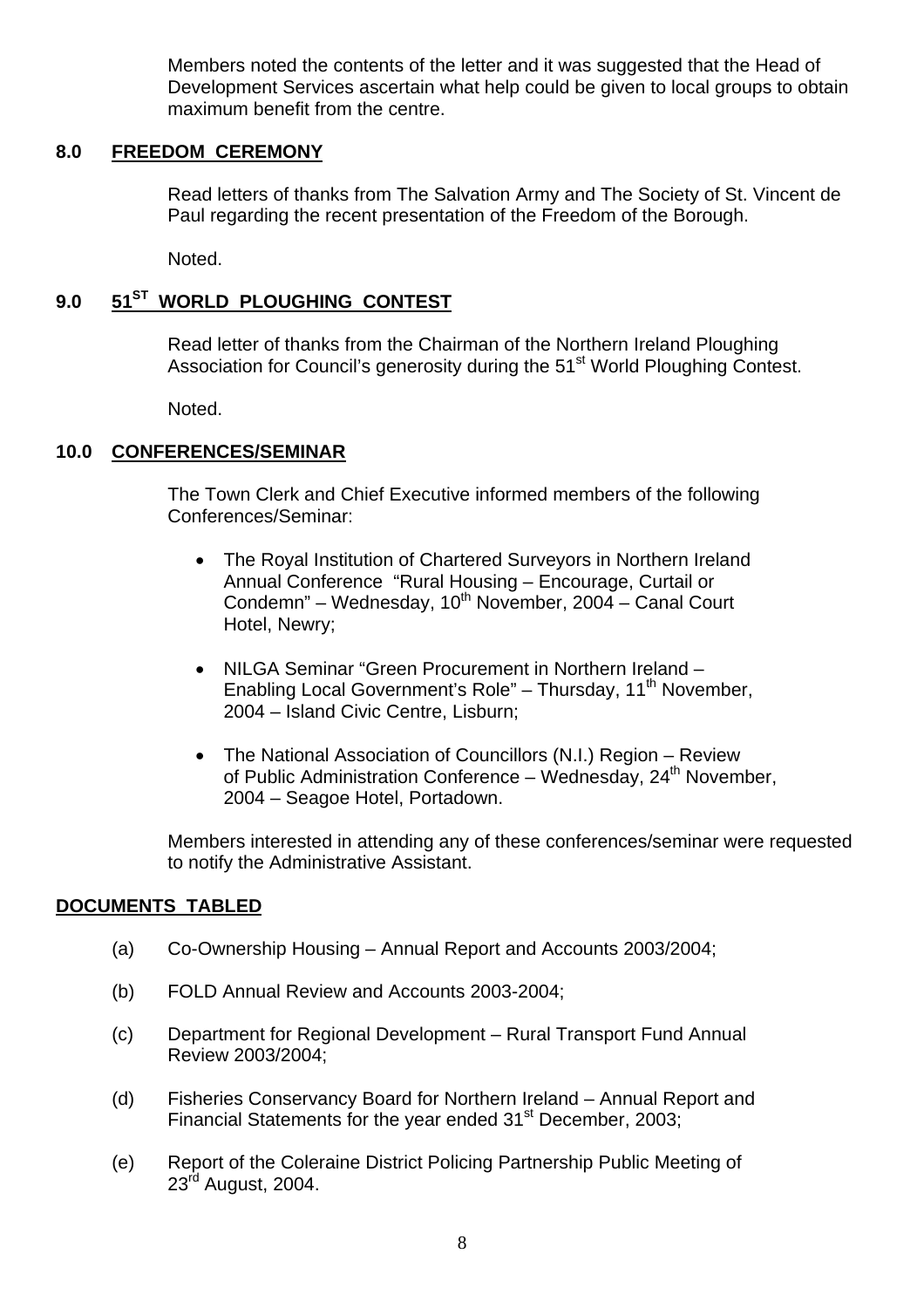Members noted the contents of the letter and it was suggested that the Head of Development Services ascertain what help could be given to local groups to obtain maximum benefit from the centre.

## 8.0 FREEDOM CEREMONY

Read letters of thanks from The Salvation Army and The Society of St. Vincent de Paul regarding the recent presentation of the Freedom of the Borough.

Noted.

## 9.0 51ST WORLD PLOUGHING CONTEST

Read letter of thanks from the Chairman of the Northern Ireland Ploughing Association for Council's generosity during the 51st World Ploughing Contest.

Noted.

## 10.0 CONFERENCES/SEMINAR

The Town Clerk and Chief Executive informed members of the following Conferences/Seminar:

- The Royal Institution of Chartered Surveyors in Northern Ireland Annual Conference "Rural Housing – Encourage, Curtail or Condemn" – Wednesday, 10th November, 2004 – Canal Court Hotel, Newry;
- NILGA Seminar "Green Procurement in Northern Ireland – Enabling Local Government's Role" – Thursday, 11th November, 2004 – Island Civic Centre, Lisburn;
- The National Association of Councillors (N.I.) Region – Review of Public Administration Conference – Wednesday, 24th November, 2004 – Seagoe Hotel, Portadown.

Members interested in attending any of these conferences/seminar were requested to notify the Administrative Assistant.

## DOCUMENTS TABLED

(a) Co-Ownership Housing – Annual Report and Accounts 2003/2004;

(b) FOLD Annual Review and Accounts 2003-2004;

(c) Department for Regional Development – Rural Transport Fund Annual Review 2003/2004;

(d) Fisheries Conservancy Board for Northern Ireland – Annual Report and Financial Statements for the year ended 31st December, 2003;

(e) Report of the Coleraine District Policing Partnership Public Meeting of 23rd August, 2004.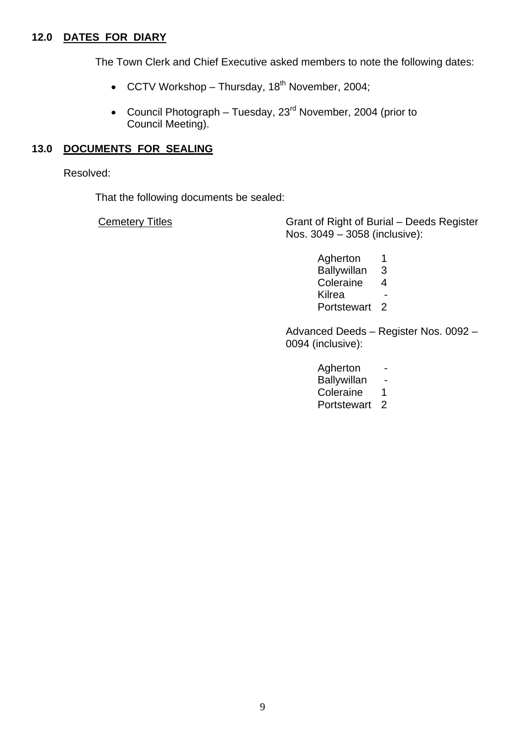## 12.0 DATES FOR DIARY

The Town Clerk and Chief Executive asked members to note the following dates:

- CCTV Workshop – Thursday, 18th November, 2004;
- Council Photograph – Tuesday, 23rd November, 2004 (prior to Council Meeting).

## 13.0 DOCUMENTS FOR SEALING

Resolved:

That the following documents be sealed:

Cemetery Titles

Grant of Right of Burial – Deeds Register Nos. 3049 – 3058 (inclusive):

| | |
|---|---|
| Agherton | 1 |
| Ballywillan | 3 |
| Coleraine | 4 |
| Kilrea | - |
| Portstewart | 2 |

Advanced Deeds – Register Nos. 0092 – 0094 (inclusive):

| | |
|---|---|
| Agherton | - |
| Ballywillan | - |
| Coleraine | 1 |
| Portstewart | 2 |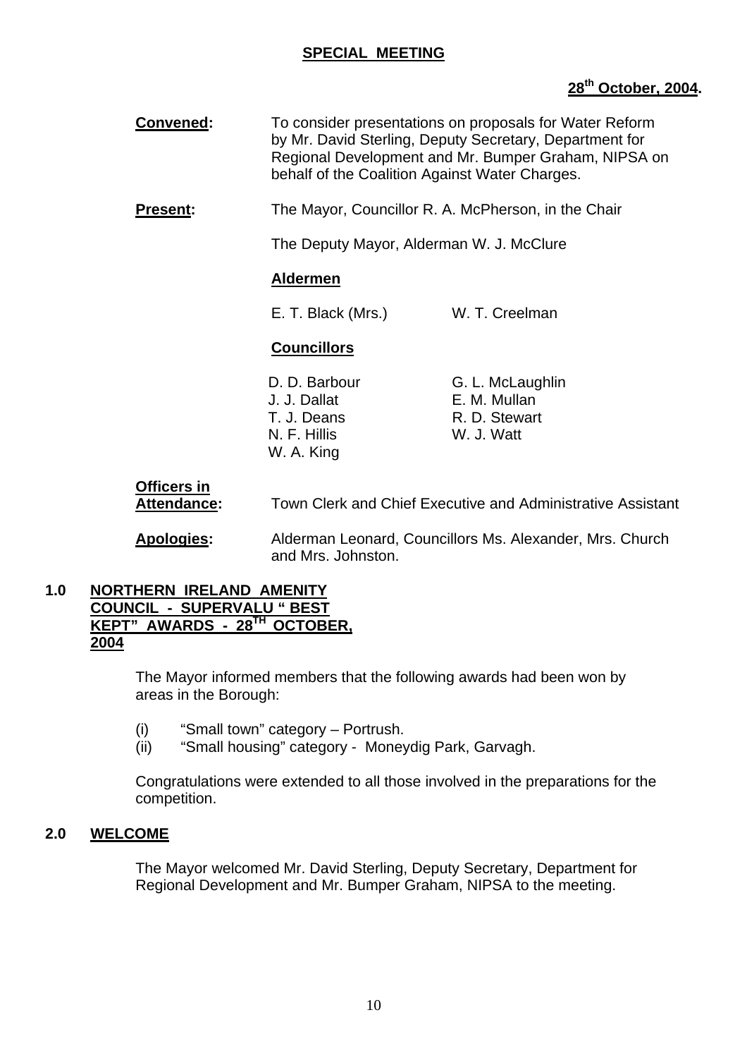## SPECIAL MEETING

**28th October, 2004.**

**Convened:** To consider presentations on proposals for Water Reform by Mr. David Sterling, Deputy Secretary, Department for Regional Development and Mr. Bumper Graham, NIPSA on behalf of the Coalition Against Water Charges.

**Present:** The Mayor, Councillor R. A. McPherson, in the Chair

The Deputy Mayor, Alderman W. J. McClure

**Aldermen**

E. T. Black (Mrs.) W. T. Creelman

**Councillors**

| | |
|---|---|
| D. D. Barbour | G. L. McLaughlin |
| J. J. Dallat | E. M. Mullan |
| T. J. Deans | R. D. Stewart |
| N. F. Hillis | W. J. Watt |
| W. A. King | |

**Officers in Attendance:** Town Clerk and Chief Executive and Administrative Assistant

**Apologies:** Alderman Leonard, Councillors Ms. Alexander, Mrs. Church and Mrs. Johnston.

### 1.0 NORTHERN IRELAND AMENITY COUNCIL - SUPERVALU " BEST KEPT" AWARDS - 28TH OCTOBER, 2004

The Mayor informed members that the following awards had been won by areas in the Borough:

(i) "Small town" category – Portrush.
(ii) "Small housing" category - Moneydig Park, Garvagh.

Congratulations were extended to all those involved in the preparations for the competition.

### 2.0 WELCOME

The Mayor welcomed Mr. David Sterling, Deputy Secretary, Department for Regional Development and Mr. Bumper Graham, NIPSA to the meeting.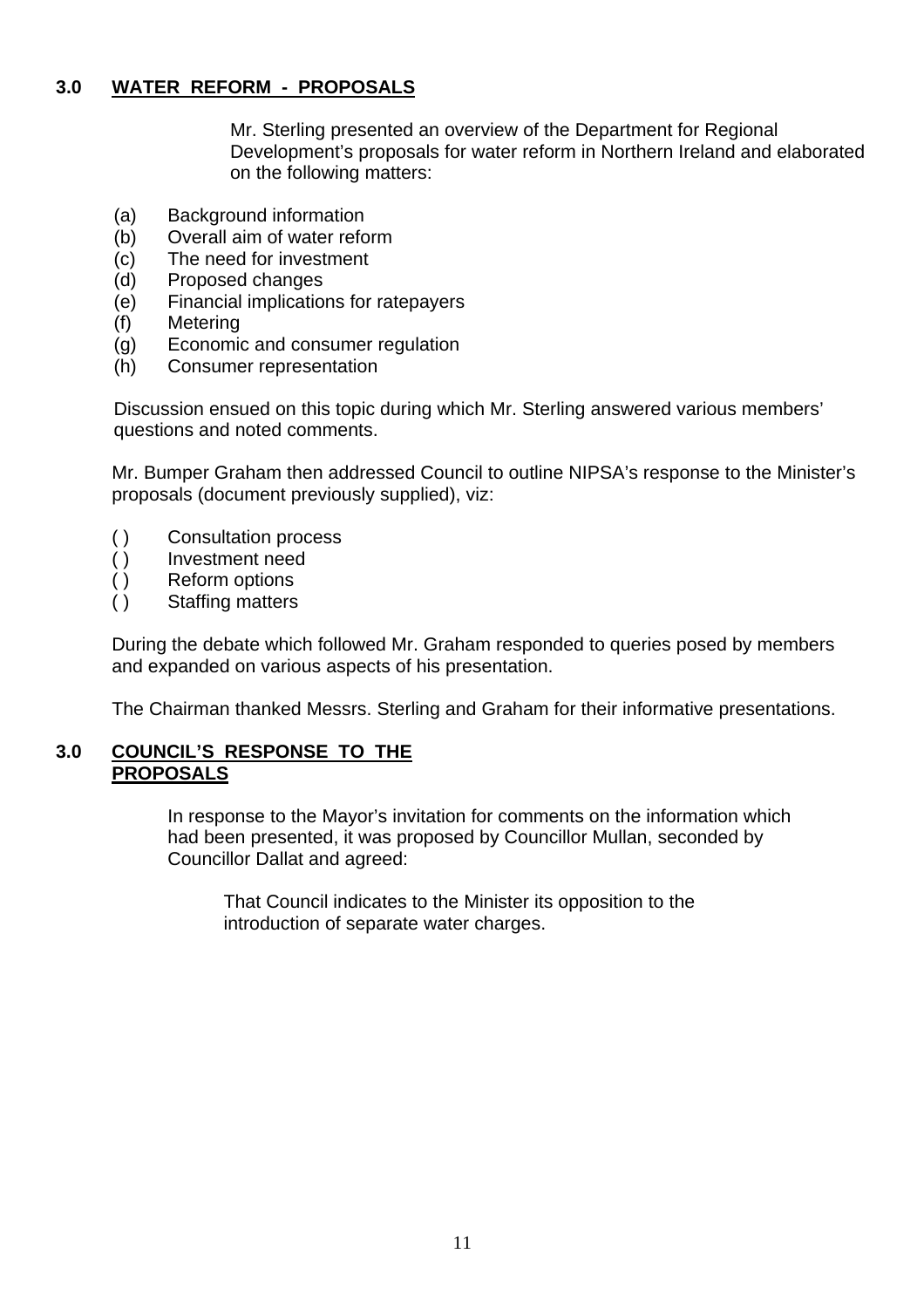## 3.0 WATER REFORM - PROPOSALS

Mr. Sterling presented an overview of the Department for Regional Development's proposals for water reform in Northern Ireland and elaborated on the following matters:

- (a) Background information
- (b) Overall aim of water reform
- (c) The need for investment
- (d) Proposed changes
- (e) Financial implications for ratepayers
- (f) Metering
- (g) Economic and consumer regulation
- (h) Consumer representation

Discussion ensued on this topic during which Mr. Sterling answered various members' questions and noted comments.

Mr. Bumper Graham then addressed Council to outline NIPSA's response to the Minister's proposals (document previously supplied), viz:

- ( ) Consultation process
- ( ) Investment need
- ( ) Reform options
- ( ) Staffing matters

During the debate which followed Mr. Graham responded to queries posed by members and expanded on various aspects of his presentation.

The Chairman thanked Messrs. Sterling and Graham for their informative presentations.

## 3.0 COUNCIL'S RESPONSE TO THE PROPOSALS

In response to the Mayor's invitation for comments on the information which had been presented, it was proposed by Councillor Mullan, seconded by Councillor Dallat and agreed:

> That Council indicates to the Minister its opposition to the introduction of separate water charges.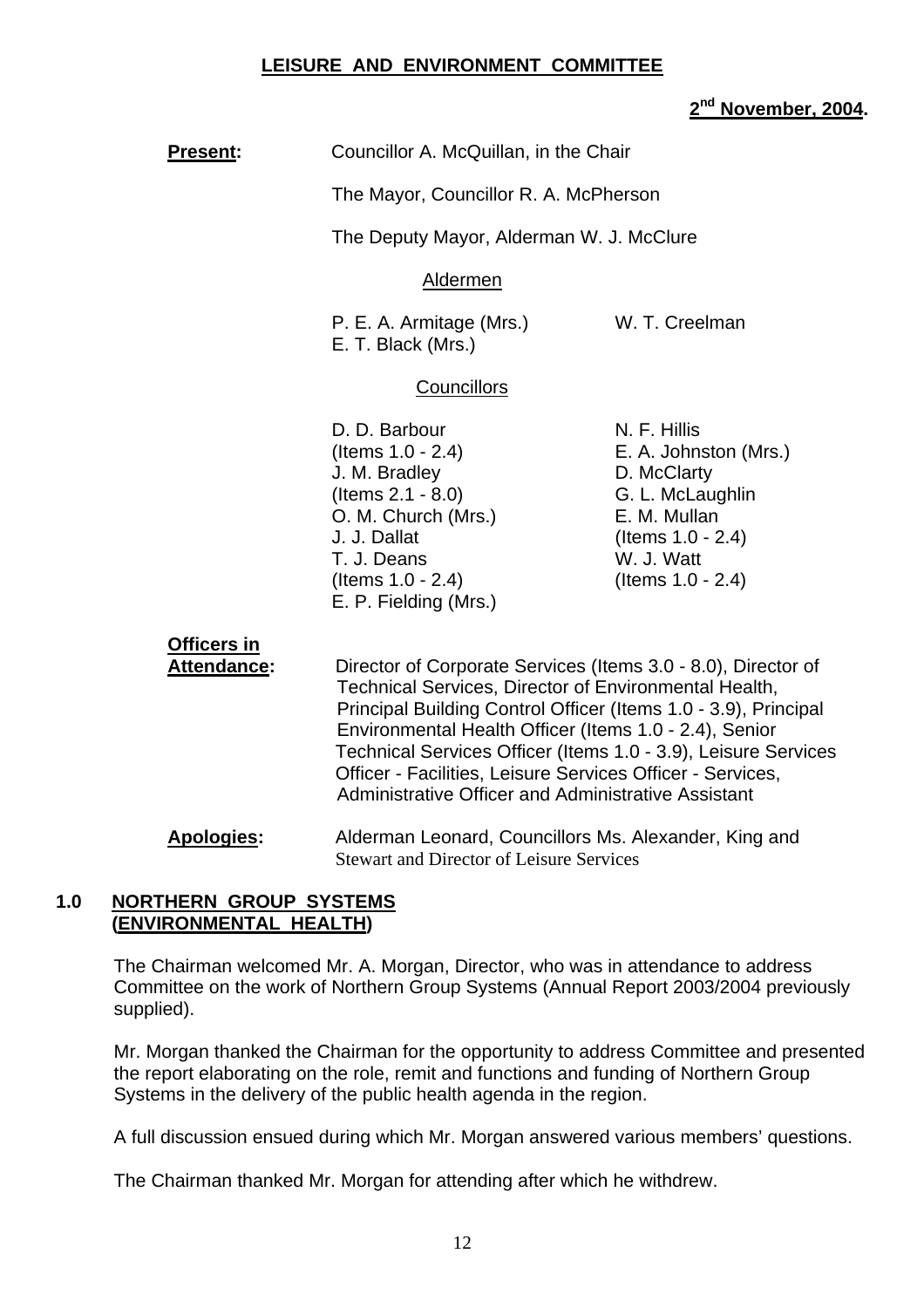**LEISURE AND ENVIRONMENT COMMITTEE**

**2nd November, 2004.**

**Present:** Councillor A. McQuillan, in the Chair

The Mayor, Councillor R. A. McPherson

The Deputy Mayor, Alderman W. J. McClure

Aldermen

P. E. A. Armitage (Mrs.)
E. T. Black (Mrs.)
W. T. Creelman

Councillors

D. D. Barbour (Items 1.0 - 2.4)
J. M. Bradley (Items 2.1 - 8.0)
O. M. Church (Mrs.)
J. J. Dallat
T. J. Deans (Items 1.0 - 2.4)
E. P. Fielding (Mrs.)
N. F. Hillis
E. A. Johnston (Mrs.)
D. McClarty
G. L. McLaughlin
E. M. Mullan (Items 1.0 - 2.4)
W. J. Watt (Items 1.0 - 2.4)

**Officers in Attendance:** Director of Corporate Services (Items 3.0 - 8.0), Director of Technical Services, Director of Environmental Health, Principal Building Control Officer (Items 1.0 - 3.9), Principal Environmental Health Officer (Items 1.0 - 2.4), Senior Technical Services Officer (Items 1.0 - 3.9), Leisure Services Officer - Facilities, Leisure Services Officer - Services, Administrative Officer and Administrative Assistant

**Apologies:** Alderman Leonard, Councillors Ms. Alexander, King and Stewart and Director of Leisure Services

## 1.0 NORTHERN GROUP SYSTEMS (ENVIRONMENTAL HEALTH)

The Chairman welcomed Mr. A. Morgan, Director, who was in attendance to address Committee on the work of Northern Group Systems (Annual Report 2003/2004 previously supplied).

Mr. Morgan thanked the Chairman for the opportunity to address Committee and presented the report elaborating on the role, remit and functions and funding of Northern Group Systems in the delivery of the public health agenda in the region.

A full discussion ensued during which Mr. Morgan answered various members' questions.

The Chairman thanked Mr. Morgan for attending after which he withdrew.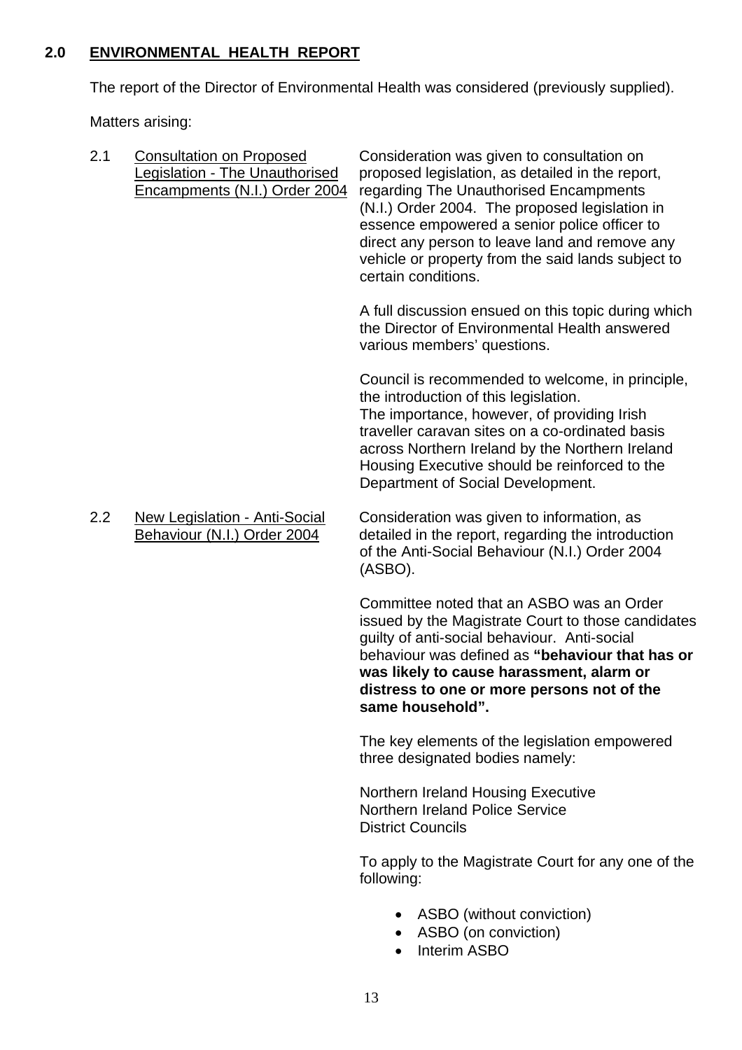## 2.0 ENVIRONMENTAL HEALTH REPORT

The report of the Director of Environmental Health was considered (previously supplied).

Matters arising:

### 2.1 Consultation on Proposed Legislation - The Unauthorised Encampments (N.I.) Order 2004

Consideration was given to consultation on proposed legislation, as detailed in the report, regarding The Unauthorised Encampments (N.I.) Order 2004. The proposed legislation in essence empowered a senior police officer to direct any person to leave land and remove any vehicle or property from the said lands subject to certain conditions.

A full discussion ensued on this topic during which the Director of Environmental Health answered various members' questions.

Council is recommended to welcome, in principle, the introduction of this legislation.
The importance, however, of providing Irish traveller caravan sites on a co-ordinated basis across Northern Ireland by the Northern Ireland Housing Executive should be reinforced to the Department of Social Development.

### 2.2 New Legislation - Anti-Social Behaviour (N.I.) Order 2004

Consideration was given to information, as detailed in the report, regarding the introduction of the Anti-Social Behaviour (N.I.) Order 2004 (ASBO).

Committee noted that an ASBO was an Order issued by the Magistrate Court to those candidates guilty of anti-social behaviour. Anti-social behaviour was defined as **"behaviour that has or was likely to cause harassment, alarm or distress to one or more persons not of the same household".**

The key elements of the legislation empowered three designated bodies namely:

Northern Ireland Housing Executive
Northern Ireland Police Service
District Councils

To apply to the Magistrate Court for any one of the following:

- ASBO (without conviction)
- ASBO (on conviction)
- Interim ASBO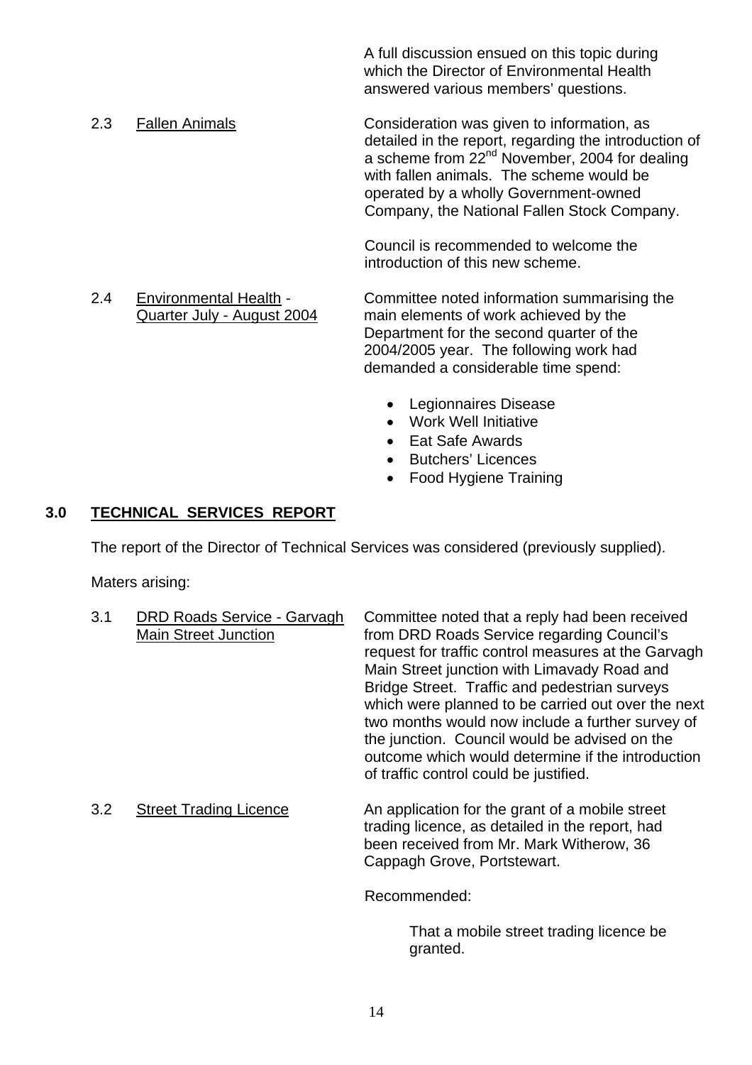A full discussion ensued on this topic during which the Director of Environmental Health answered various members' questions.

2.3 <u>Fallen Animals</u>

Consideration was given to information, as detailed in the report, regarding the introduction of a scheme from 22nd November, 2004 for dealing with fallen animals. The scheme would be operated by a wholly Government-owned Company, the National Fallen Stock Company.

Council is recommended to welcome the introduction of this new scheme.

2.4 <u>Environmental Health - Quarter July - August 2004</u>

Committee noted information summarising the main elements of work achieved by the Department for the second quarter of the 2004/2005 year. The following work had demanded a considerable time spend:

- Legionnaires Disease
- Work Well Initiative
- Eat Safe Awards
- Butchers' Licences
- Food Hygiene Training

## 3.0 TECHNICAL SERVICES REPORT

The report of the Director of Technical Services was considered (previously supplied).

Maters arising:

3.1 <u>DRD Roads Service - Garvagh Main Street Junction</u>

Committee noted that a reply had been received from DRD Roads Service regarding Council's request for traffic control measures at the Garvagh Main Street junction with Limavady Road and Bridge Street. Traffic and pedestrian surveys which were planned to be carried out over the next two months would now include a further survey of the junction. Council would be advised on the outcome which would determine if the introduction of traffic control could be justified.

3.2 <u>Street Trading Licence</u>

An application for the grant of a mobile street trading licence, as detailed in the report, had been received from Mr. Mark Witherow, 36 Cappagh Grove, Portstewart.

Recommended:

> That a mobile street trading licence be granted.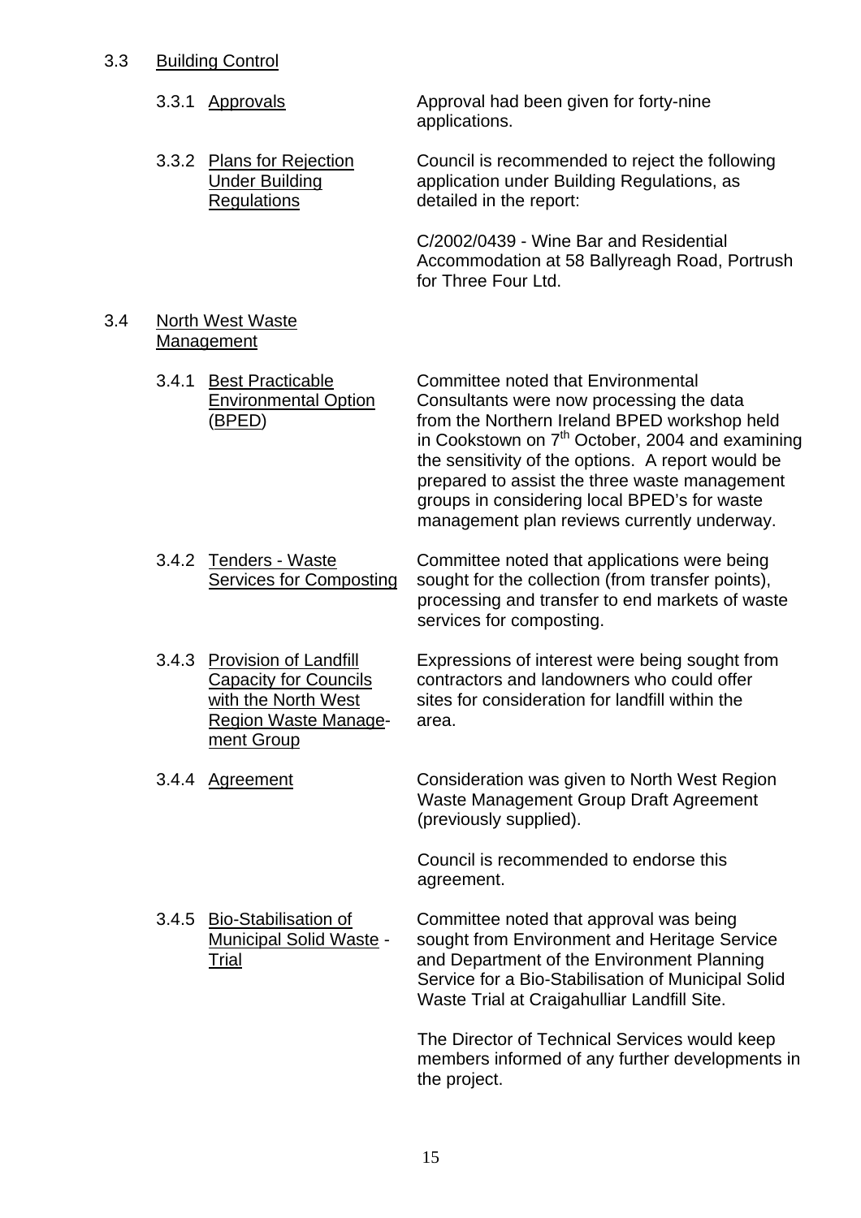3.3 Building Control

3.3.1 Approvals

Approval had been given for forty-nine applications.

3.3.2 Plans for Rejection Under Building Regulations

Council is recommended to reject the following application under Building Regulations, as detailed in the report:

C/2002/0439 - Wine Bar and Residential Accommodation at 58 Ballyreagh Road, Portrush for Three Four Ltd.

3.4 North West Waste Management

3.4.1 Best Practicable Environmental Option (BPED)

Committee noted that Environmental Consultants were now processing the data from the Northern Ireland BPED workshop held in Cookstown on 7th October, 2004 and examining the sensitivity of the options. A report would be prepared to assist the three waste management groups in considering local BPED's for waste management plan reviews currently underway.

3.4.2 Tenders - Waste Services for Composting

Committee noted that applications were being sought for the collection (from transfer points), processing and transfer to end markets of waste services for composting.

3.4.3 Provision of Landfill Capacity for Councils with the North West Region Waste Management Group

Expressions of interest were being sought from contractors and landowners who could offer sites for consideration for landfill within the area.

3.4.4 Agreement

Consideration was given to North West Region Waste Management Group Draft Agreement (previously supplied).

Council is recommended to endorse this agreement.

3.4.5 Bio-Stabilisation of Municipal Solid Waste - Trial

Committee noted that approval was being sought from Environment and Heritage Service and Department of the Environment Planning Service for a Bio-Stabilisation of Municipal Solid Waste Trial at Craigahulliar Landfill Site.

The Director of Technical Services would keep members informed of any further developments in the project.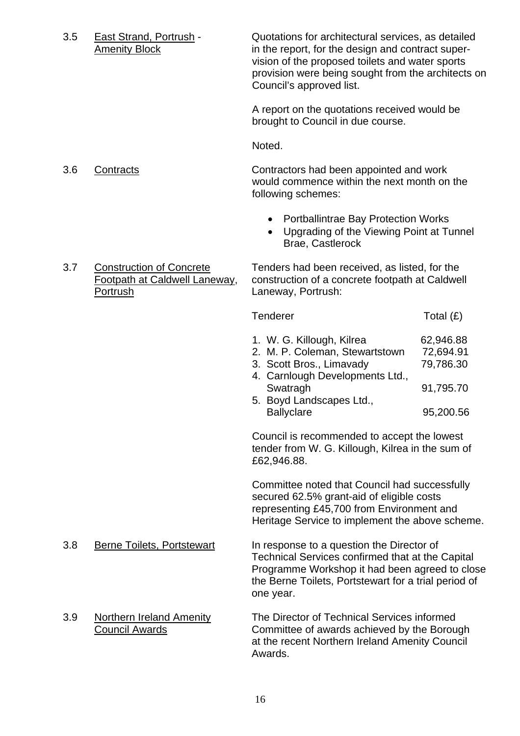3.5 East Strand, Portrush - Amenity Block

Quotations for architectural services, as detailed in the report, for the design and contract supervision of the proposed toilets and water sports provision were being sought from the architects on Council's approved list.

A report on the quotations received would be brought to Council in due course.

Noted.

3.6 Contracts

Contractors had been appointed and work would commence within the next month on the following schemes:

- Portballintrae Bay Protection Works
- Upgrading of the Viewing Point at Tunnel Brae, Castlerock

3.7 Construction of Concrete Footpath at Caldwell Laneway, Portrush

Tenders had been received, as listed, for the construction of a concrete footpath at Caldwell Laneway, Portrush:

| Tenderer | Total (£) |
|---|---|
| 1. W. G. Killough, Kilrea | 62,946.88 |
| 2. M. P. Coleman, Stewartstown | 72,694.91 |
| 3. Scott Bros., Limavady | 79,786.30 |
| 4. Carnlough Developments Ltd., Swatragh | 91,795.70 |
| 5. Boyd Landscapes Ltd., Ballyclare | 95,200.56 |

Council is recommended to accept the lowest tender from W. G. Killough, Kilrea in the sum of £62,946.88.

Committee noted that Council had successfully secured 62.5% grant-aid of eligible costs representing £45,700 from Environment and Heritage Service to implement the above scheme.

3.8 Berne Toilets, Portstewart

In response to a question the Director of Technical Services confirmed that at the Capital Programme Workshop it had been agreed to close the Berne Toilets, Portstewart for a trial period of one year.

3.9 Northern Ireland Amenity Council Awards

The Director of Technical Services informed Committee of awards achieved by the Borough at the recent Northern Ireland Amenity Council Awards.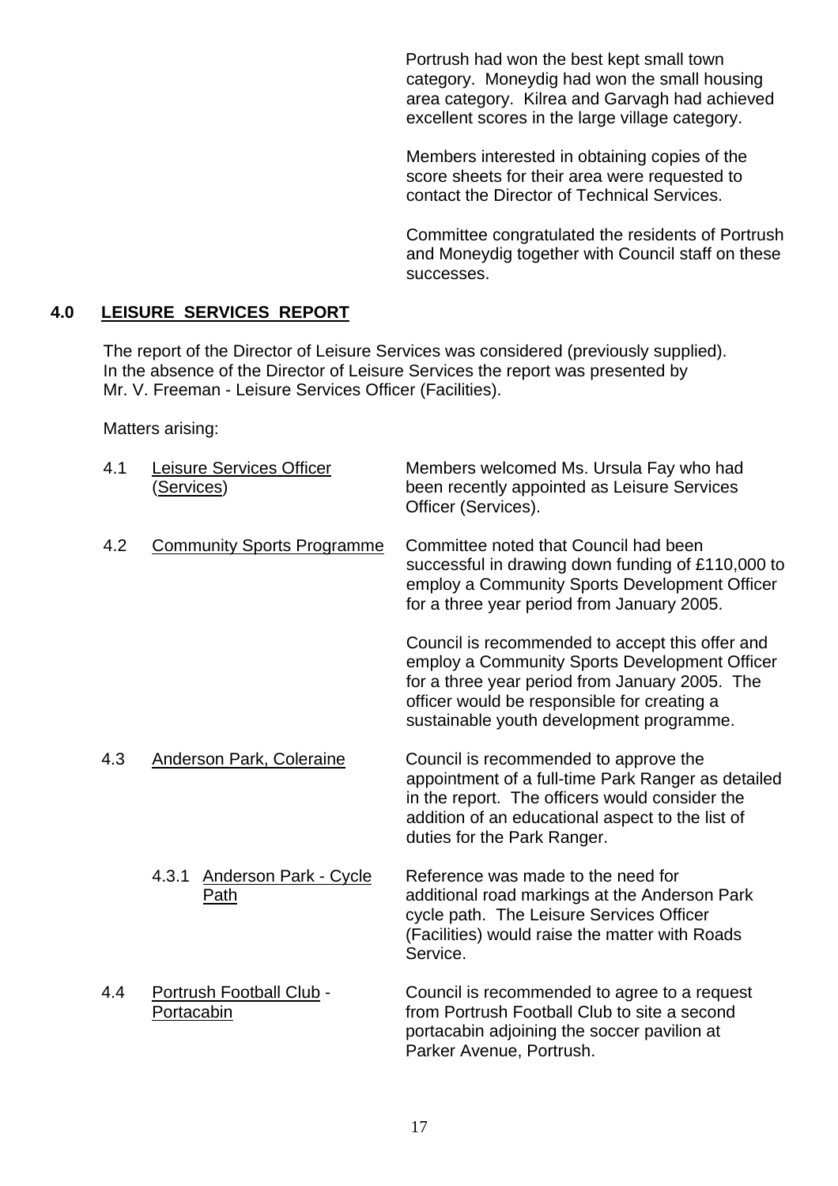Portrush had won the best kept small town category. Moneydig had won the small housing area category. Kilrea and Garvagh had achieved excellent scores in the large village category.

Members interested in obtaining copies of the score sheets for their area were requested to contact the Director of Technical Services.

Committee congratulated the residents of Portrush and Moneydig together with Council staff on these successes.

## 4.0 LEISURE SERVICES REPORT

The report of the Director of Leisure Services was considered (previously supplied). In the absence of the Director of Leisure Services the report was presented by Mr. V. Freeman - Leisure Services Officer (Facilities).

Matters arising:

4.1 Leisure Services Officer (Services)

Members welcomed Ms. Ursula Fay who had been recently appointed as Leisure Services Officer (Services).

4.2 Community Sports Programme

Committee noted that Council had been successful in drawing down funding of £110,000 to employ a Community Sports Development Officer for a three year period from January 2005.

Council is recommended to accept this offer and employ a Community Sports Development Officer for a three year period from January 2005. The officer would be responsible for creating a sustainable youth development programme.

4.3 Anderson Park, Coleraine

Council is recommended to approve the appointment of a full-time Park Ranger as detailed in the report. The officers would consider the addition of an educational aspect to the list of duties for the Park Ranger.

4.3.1 Anderson Park - Cycle Path

Reference was made to the need for additional road markings at the Anderson Park cycle path. The Leisure Services Officer (Facilities) would raise the matter with Roads Service.

4.4 Portrush Football Club - Portacabin

Council is recommended to agree to a request from Portrush Football Club to site a second portacabin adjoining the soccer pavilion at Parker Avenue, Portrush.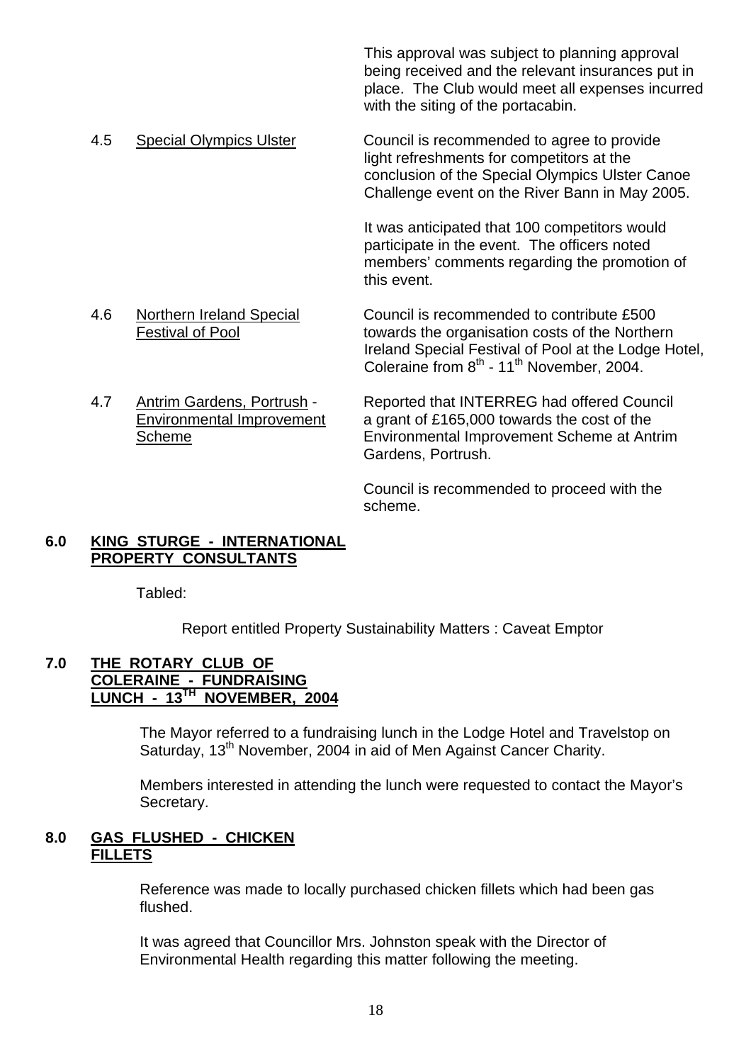This approval was subject to planning approval being received and the relevant insurances put in place. The Club would meet all expenses incurred with the siting of the portacabin.

4.5 Special Olympics Ulster — Council is recommended to agree to provide light refreshments for competitors at the conclusion of the Special Olympics Ulster Canoe Challenge event on the River Bann in May 2005.

It was anticipated that 100 competitors would participate in the event. The officers noted members' comments regarding the promotion of this event.

4.6 Northern Ireland Special Festival of Pool — Council is recommended to contribute £500 towards the organisation costs of the Northern Ireland Special Festival of Pool at the Lodge Hotel, Coleraine from 8th - 11th November, 2004.

4.7 Antrim Gardens, Portrush - Environmental Improvement Scheme — Reported that INTERREG had offered Council a grant of £165,000 towards the cost of the Environmental Improvement Scheme at Antrim Gardens, Portrush.

Council is recommended to proceed with the scheme.

## 6.0 KING STURGE - INTERNATIONAL PROPERTY CONSULTANTS

Tabled:

Report entitled Property Sustainability Matters : Caveat Emptor

## 7.0 THE ROTARY CLUB OF COLERAINE - FUNDRAISING LUNCH - 13TH NOVEMBER, 2004

The Mayor referred to a fundraising lunch in the Lodge Hotel and Travelstop on Saturday, 13th November, 2004 in aid of Men Against Cancer Charity.

Members interested in attending the lunch were requested to contact the Mayor's Secretary.

## 8.0 GAS FLUSHED - CHICKEN FILLETS

Reference was made to locally purchased chicken fillets which had been gas flushed.

It was agreed that Councillor Mrs. Johnston speak with the Director of Environmental Health regarding this matter following the meeting.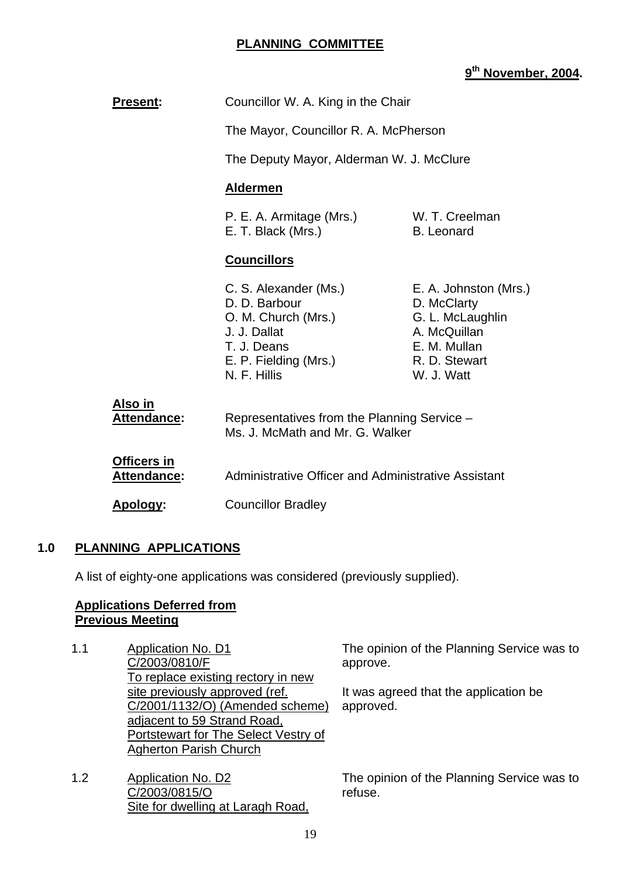**PLANNING COMMITTEE**

**9th November, 2004.**

**Present:** Councillor W. A. King in the Chair

The Mayor, Councillor R. A. McPherson

The Deputy Mayor, Alderman W. J. McClure

**Aldermen**

P. E. A. Armitage (Mrs.) W. T. Creelman
E. T. Black (Mrs.) B. Leonard

**Councillors**

C. S. Alexander (Ms.) E. A. Johnston (Mrs.)
D. D. Barbour D. McClarty
O. M. Church (Mrs.) G. L. McLaughlin
J. J. Dallat A. McQuillan
T. J. Deans E. M. Mullan
E. P. Fielding (Mrs.) R. D. Stewart
N. F. Hillis W. J. Watt

**Also in Attendance:** Representatives from the Planning Service – Ms. J. McMath and Mr. G. Walker

**Officers in Attendance:** Administrative Officer and Administrative Assistant

**Apology:** Councillor Bradley

## 1.0 PLANNING APPLICATIONS

A list of eighty-one applications was considered (previously supplied).

**Applications Deferred from Previous Meeting**

1.1 Application No. D1
C/2003/0810/F
To replace existing rectory in new site previously approved (ref. C/2001/1132/O) (Amended scheme) adjacent to 59 Strand Road, Portstewart for The Select Vestry of Agherton Parish Church

The opinion of the Planning Service was to approve.

It was agreed that the application be approved.

1.2 Application No. D2
C/2003/0815/O
Site for dwelling at Laragh Road,

The opinion of the Planning Service was to refuse.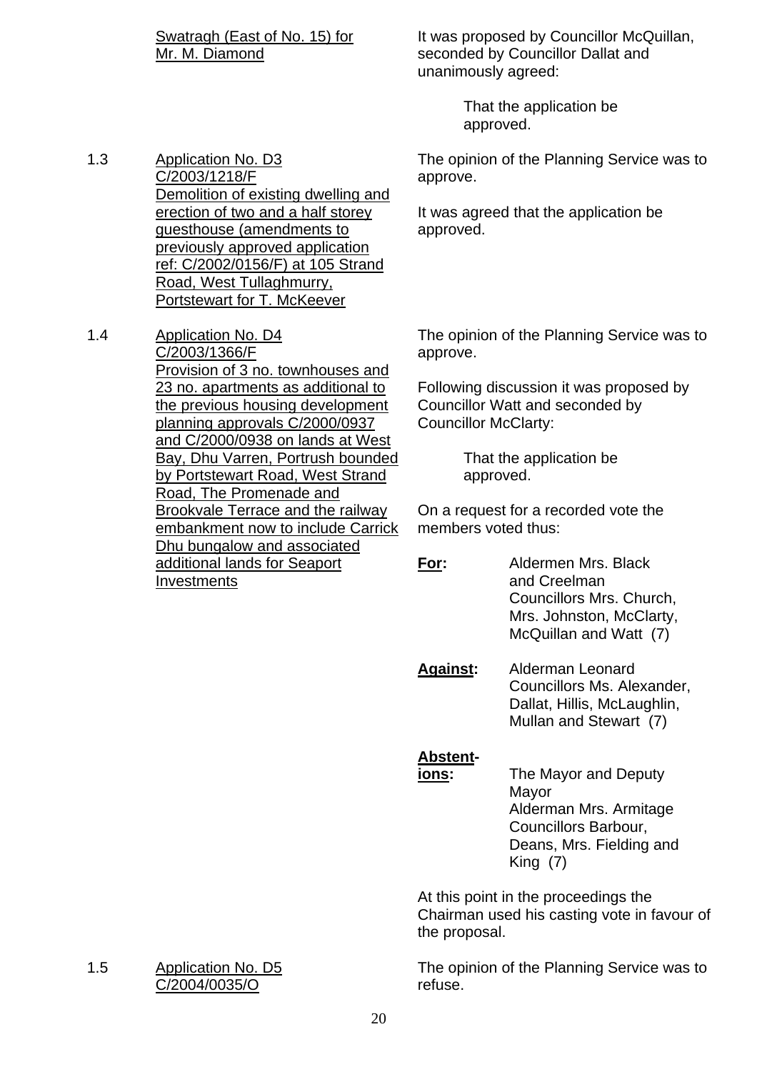Swatragh (East of No. 15) for Mr. M. Diamond

It was proposed by Councillor McQuillan, seconded by Councillor Dallat and unanimously agreed:

> That the application be approved.

1.3 Application No. D3 C/2003/1218/F Demolition of existing dwelling and erection of two and a half storey guesthouse (amendments to previously approved application ref: C/2002/0156/F) at 105 Strand Road, West Tullaghmurry, Portstewart for T. McKeever

The opinion of the Planning Service was to approve.

It was agreed that the application be approved.

1.4 Application No. D4 C/2003/1366/F Provision of 3 no. townhouses and 23 no. apartments as additional to the previous housing development planning approvals C/2000/0937 and C/2000/0938 on lands at West Bay, Dhu Varren, Portrush bounded by Portstewart Road, West Strand Road, The Promenade and Brookvale Terrace and the railway embankment now to include Carrick Dhu bungalow and associated additional lands for Seaport Investments

The opinion of the Planning Service was to approve.

Following discussion it was proposed by Councillor Watt and seconded by Councillor McClarty:

> That the application be approved.

On a request for a recorded vote the members voted thus:

**For:** Aldermen Mrs. Black and Creelman Councillors Mrs. Church, Mrs. Johnston, McClarty, McQuillan and Watt (7)

**Against:** Alderman Leonard Councillors Ms. Alexander, Dallat, Hillis, McLaughlin, Mullan and Stewart (7)

**Abstentions:** The Mayor and Deputy Mayor Alderman Mrs. Armitage Councillors Barbour, Deans, Mrs. Fielding and King (7)

At this point in the proceedings the Chairman used his casting vote in favour of the proposal.

1.5 Application No. D5 C/2004/0035/O

The opinion of the Planning Service was to refuse.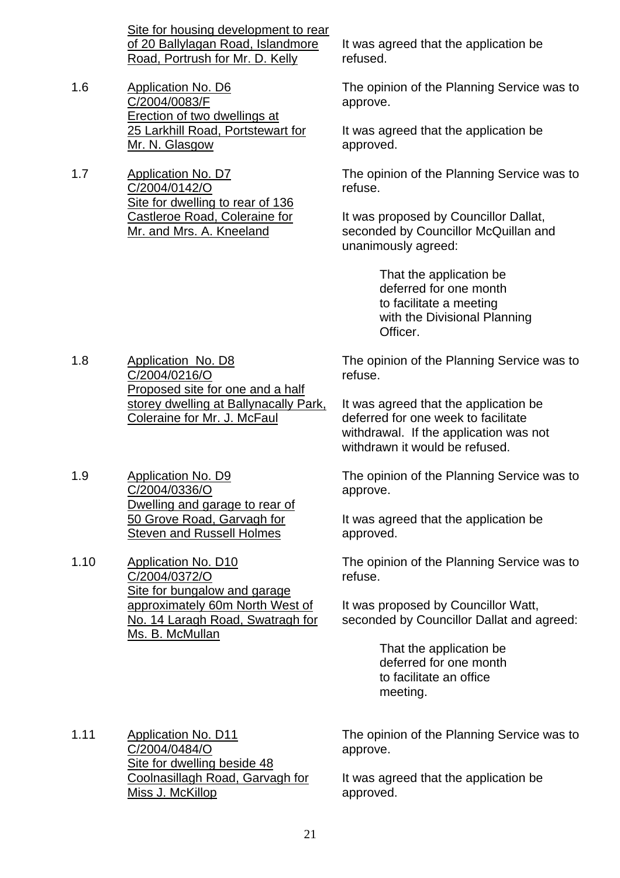Site for housing development to rear of 20 Ballylagan Road, Islandmore Road, Portrush for Mr. D. Kelly

It was agreed that the application be refused.

1.6 Application No. D6
C/2004/0083/F
Erection of two dwellings at 25 Larkhill Road, Portstewart for Mr. N. Glasgow

The opinion of the Planning Service was to approve.

It was agreed that the application be approved.

1.7 Application No. D7
C/2004/0142/O
Site for dwelling to rear of 136 Castleroe Road, Coleraine for Mr. and Mrs. A. Kneeland

The opinion of the Planning Service was to refuse.

It was proposed by Councillor Dallat, seconded by Councillor McQuillan and unanimously agreed:

> That the application be deferred for one month to facilitate a meeting with the Divisional Planning Officer.

1.8 Application No. D8
C/2004/0216/O
Proposed site for one and a half storey dwelling at Ballynacally Park, Coleraine for Mr. J. McFaul

The opinion of the Planning Service was to refuse.

It was agreed that the application be deferred for one week to facilitate withdrawal. If the application was not withdrawn it would be refused.

1.9 Application No. D9
C/2004/0336/O
Dwelling and garage to rear of 50 Grove Road, Garvagh for Steven and Russell Holmes

The opinion of the Planning Service was to approve.

It was agreed that the application be approved.

1.10 Application No. D10
C/2004/0372/O
Site for bungalow and garage approximately 60m North West of No. 14 Laragh Road, Swatragh for Ms. B. McMullan

The opinion of the Planning Service was to refuse.

It was proposed by Councillor Watt, seconded by Councillor Dallat and agreed:

> That the application be deferred for one month to facilitate an office meeting.

1.11 Application No. D11
C/2004/0484/O
Site for dwelling beside 48 Coolnasillagh Road, Garvagh for Miss J. McKillop

The opinion of the Planning Service was to approve.

It was agreed that the application be approved.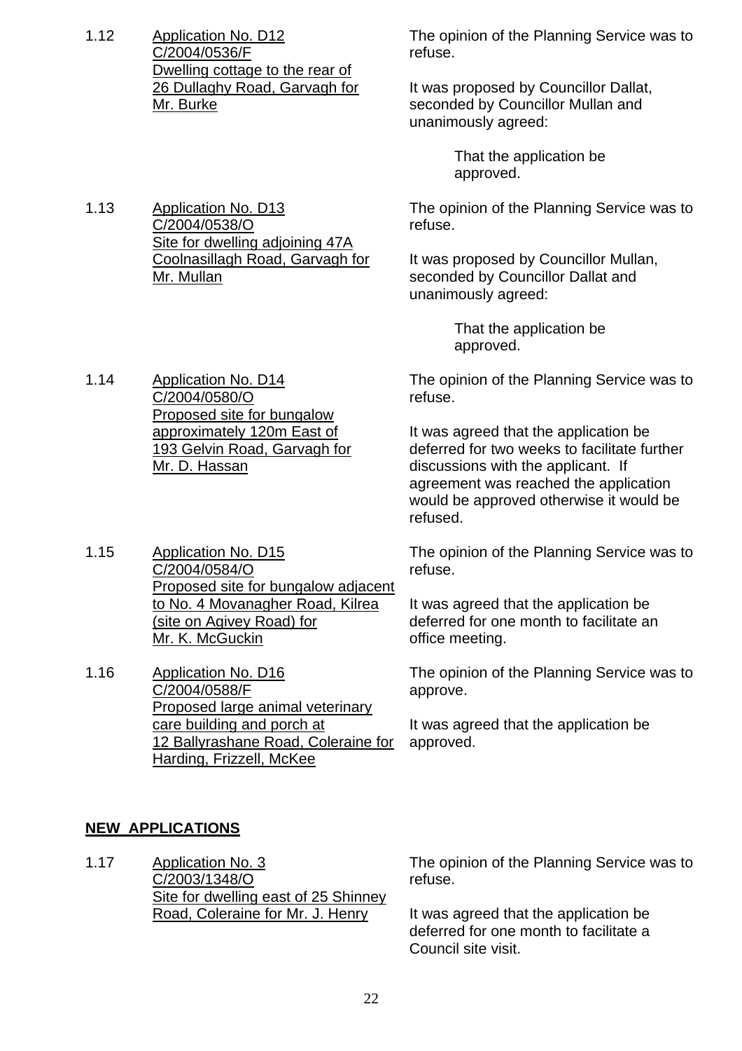1.12 Application No. D12
C/2004/0536/F
Dwelling cottage to the rear of 26 Dullaghy Road, Garvagh for Mr. Burke

The opinion of the Planning Service was to refuse.

It was proposed by Councillor Dallat, seconded by Councillor Mullan and unanimously agreed:

> That the application be approved.

1.13 Application No. D13
C/2004/0538/O
Site for dwelling adjoining 47A Coolnasillagh Road, Garvagh for Mr. Mullan

The opinion of the Planning Service was to refuse.

It was proposed by Councillor Mullan, seconded by Councillor Dallat and unanimously agreed:

> That the application be approved.

1.14 Application No. D14
C/2004/0580/O
Proposed site for bungalow approximately 120m East of 193 Gelvin Road, Garvagh for Mr. D. Hassan

The opinion of the Planning Service was to refuse.

It was agreed that the application be deferred for two weeks to facilitate further discussions with the applicant. If agreement was reached the application would be approved otherwise it would be refused.

1.15 Application No. D15
C/2004/0584/O
Proposed site for bungalow adjacent to No. 4 Movanagher Road, Kilrea (site on Agivey Road) for Mr. K. McGuckin

The opinion of the Planning Service was to refuse.

It was agreed that the application be deferred for one month to facilitate an office meeting.

1.16 Application No. D16
C/2004/0588/F
Proposed large animal veterinary care building and porch at 12 Ballyrashane Road, Coleraine for Harding, Frizzell, McKee

The opinion of the Planning Service was to approve.

It was agreed that the application be approved.

## NEW APPLICATIONS

1.17 Application No. 3
C/2003/1348/O
Site for dwelling east of 25 Shinney Road, Coleraine for Mr. J. Henry

The opinion of the Planning Service was to refuse.

It was agreed that the application be deferred for one month to facilitate a Council site visit.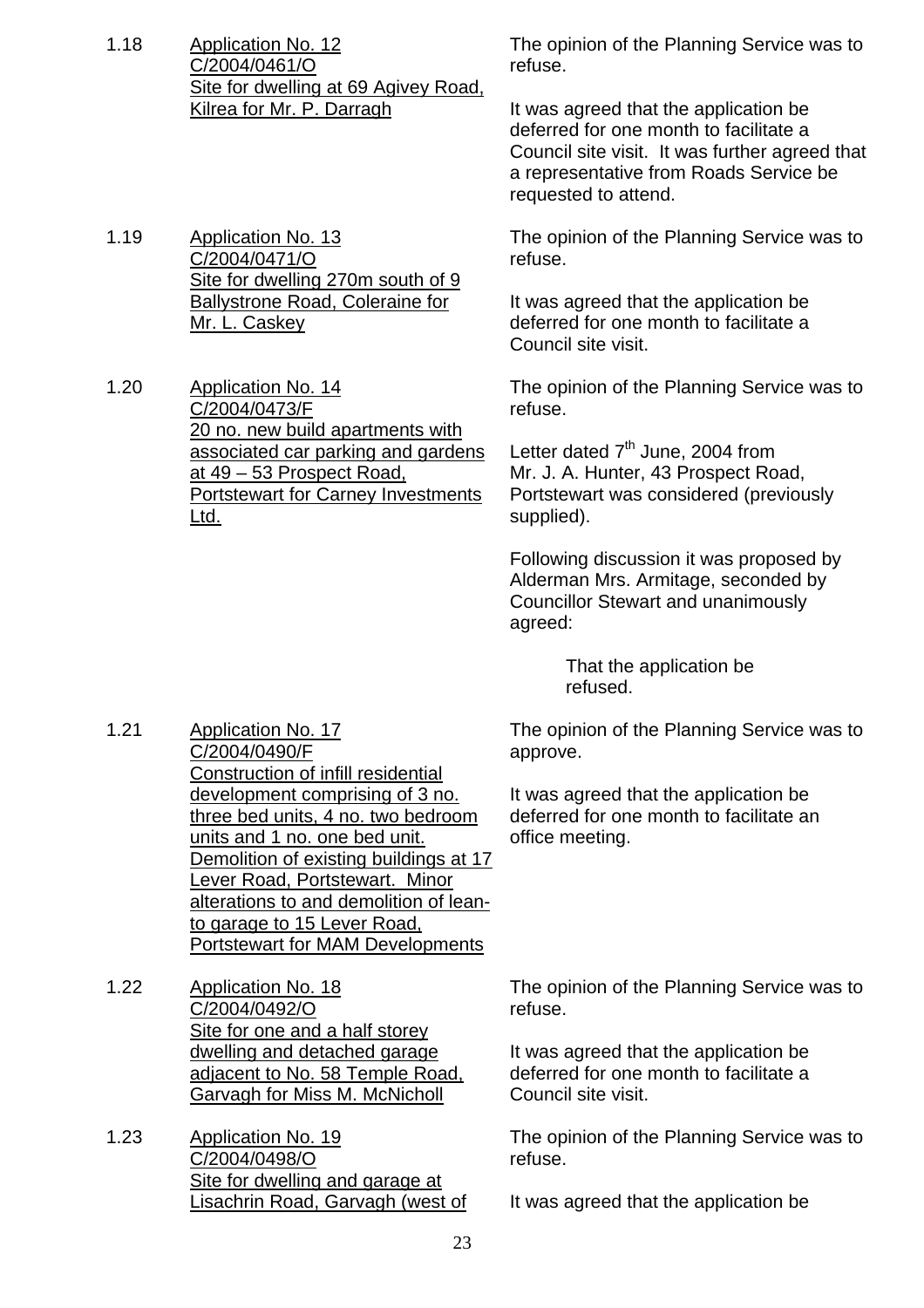1.18 <u>Application No. 12</u>
<u>C/2004/0461/O</u>
<u>Site for dwelling at 69 Agivey Road, Kilrea for Mr. P. Darragh</u>

The opinion of the Planning Service was to refuse.

It was agreed that the application be deferred for one month to facilitate a Council site visit. It was further agreed that a representative from Roads Service be requested to attend.

1.19 <u>Application No. 13</u>
<u>C/2004/0471/O</u>
<u>Site for dwelling 270m south of 9 Ballystrone Road, Coleraine for Mr. L. Caskey</u>

The opinion of the Planning Service was to refuse.

It was agreed that the application be deferred for one month to facilitate a Council site visit.

1.20 <u>Application No. 14</u>
<u>C/2004/0473/F</u>
<u>20 no. new build apartments with associated car parking and gardens at 49 – 53 Prospect Road, Portstewart for Carney Investments Ltd.</u>

The opinion of the Planning Service was to refuse.

Letter dated 7th June, 2004 from Mr. J. A. Hunter, 43 Prospect Road, Portstewart was considered (previously supplied).

Following discussion it was proposed by Alderman Mrs. Armitage, seconded by Councillor Stewart and unanimously agreed:

> That the application be refused.

1.21 <u>Application No. 17</u>
<u>C/2004/0490/F</u>
<u>Construction of infill residential development comprising of 3 no. three bed units, 4 no. two bedroom units and 1 no. one bed unit. Demolition of existing buildings at 17 Lever Road, Portstewart. Minor alterations to and demolition of lean-to garage to 15 Lever Road, Portstewart for MAM Developments</u>

The opinion of the Planning Service was to approve.

It was agreed that the application be deferred for one month to facilitate an office meeting.

1.22 <u>Application No. 18</u>
<u>C/2004/0492/O</u>
<u>Site for one and a half storey dwelling and detached garage adjacent to No. 58 Temple Road, Garvagh for Miss M. McNicholl</u>

The opinion of the Planning Service was to refuse.

It was agreed that the application be deferred for one month to facilitate a Council site visit.

1.23 <u>Application No. 19</u>
<u>C/2004/0498/O</u>
<u>Site for dwelling and garage at Lisachrin Road, Garvagh (west of</u>

The opinion of the Planning Service was to refuse.

It was agreed that the application be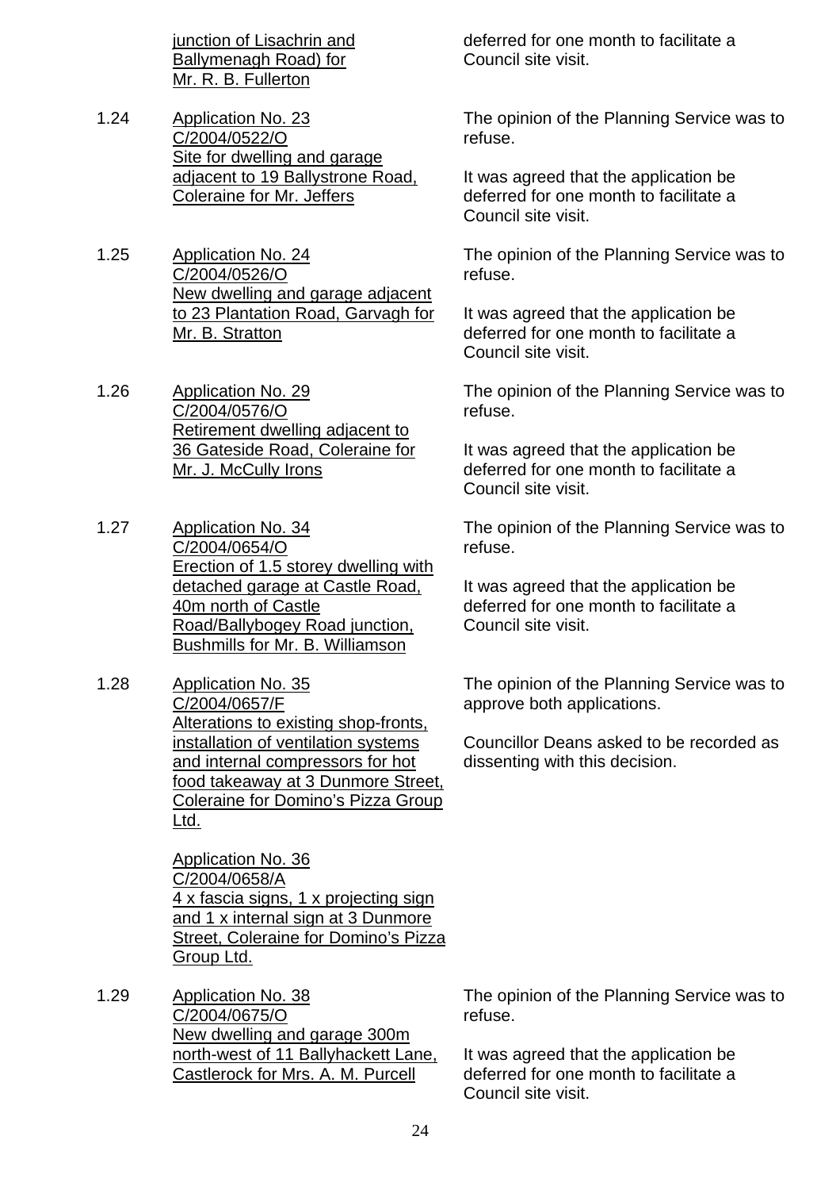<u>junction of Lisachrin and Ballymenagh Road) for Mr. R. B. Fullerton</u>

deferred for one month to facilitate a Council site visit.

1.24 <u>Application No. 23</u>
<u>C/2004/0522/O</u>
<u>Site for dwelling and garage adjacent to 19 Ballystrone Road, Coleraine for Mr. Jeffers</u>

The opinion of the Planning Service was to refuse.

It was agreed that the application be deferred for one month to facilitate a Council site visit.

1.25 <u>Application No. 24</u>
<u>C/2004/0526/O</u>
<u>New dwelling and garage adjacent to 23 Plantation Road, Garvagh for Mr. B. Stratton</u>

The opinion of the Planning Service was to refuse.

It was agreed that the application be deferred for one month to facilitate a Council site visit.

1.26 <u>Application No. 29</u>
<u>C/2004/0576/O</u>
<u>Retirement dwelling adjacent to 36 Gateside Road, Coleraine for Mr. J. McCully Irons</u>

The opinion of the Planning Service was to refuse.

It was agreed that the application be deferred for one month to facilitate a Council site visit.

1.27 <u>Application No. 34</u>
<u>C/2004/0654/O</u>
<u>Erection of 1.5 storey dwelling with detached garage at Castle Road, 40m north of Castle Road/Ballybogey Road junction, Bushmills for Mr. B. Williamson</u>

The opinion of the Planning Service was to refuse.

It was agreed that the application be deferred for one month to facilitate a Council site visit.

1.28 <u>Application No. 35</u>
<u>C/2004/0657/F</u>
<u>Alterations to existing shop-fronts, installation of ventilation systems and internal compressors for hot food takeaway at 3 Dunmore Street, Coleraine for Domino's Pizza Group Ltd.</u>

<u>Application No. 36</u>
<u>C/2004/0658/A</u>
<u>4 x fascia signs, 1 x projecting sign and 1 x internal sign at 3 Dunmore Street, Coleraine for Domino's Pizza Group Ltd.</u>

The opinion of the Planning Service was to approve both applications.

Councillor Deans asked to be recorded as dissenting with this decision.

1.29 <u>Application No. 38</u>
<u>C/2004/0675/O</u>
<u>New dwelling and garage 300m north-west of 11 Ballyhackett Lane, Castlerock for Mrs. A. M. Purcell</u>

The opinion of the Planning Service was to refuse.

It was agreed that the application be deferred for one month to facilitate a Council site visit.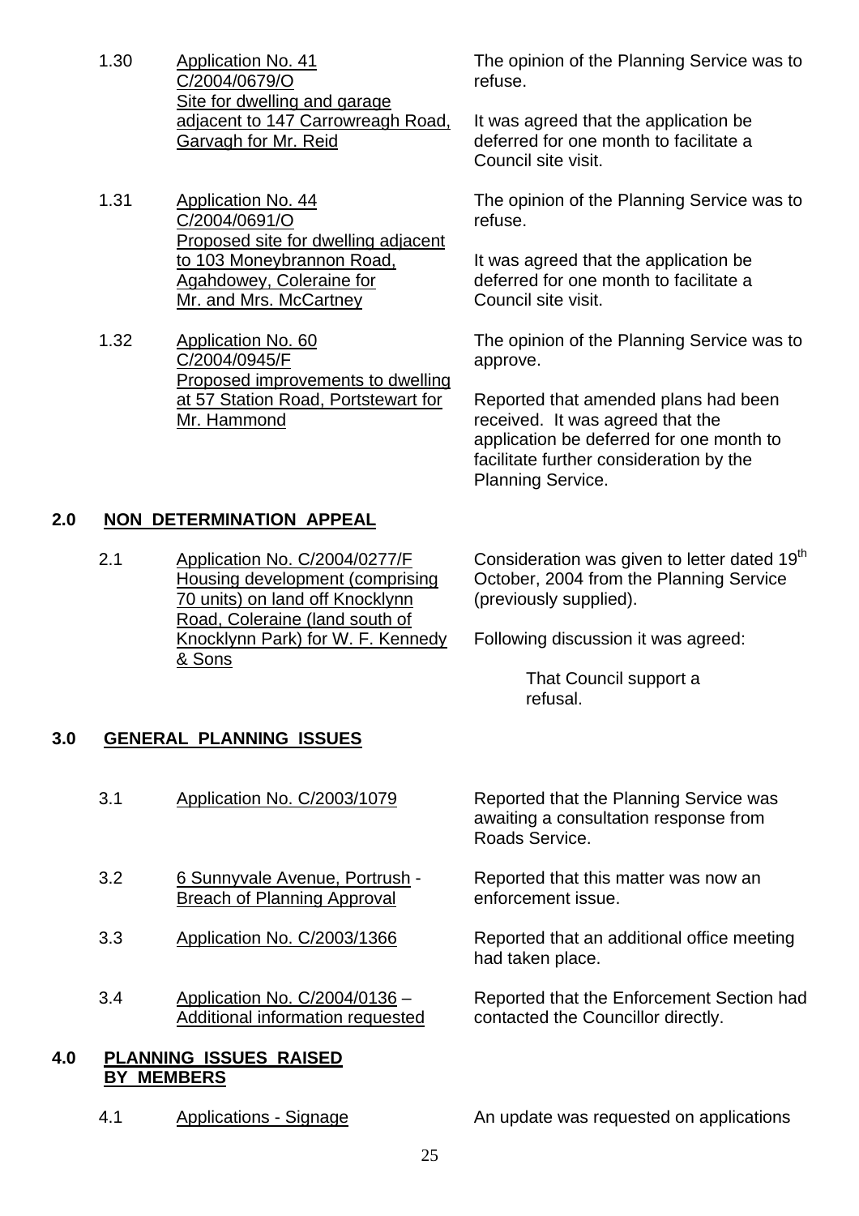1.30 Application No. 41
C/2004/0679/O
Site for dwelling and garage adjacent to 147 Carrowreagh Road, Garvagh for Mr. Reid

The opinion of the Planning Service was to refuse.

It was agreed that the application be deferred for one month to facilitate a Council site visit.

1.31 Application No. 44
C/2004/0691/O
Proposed site for dwelling adjacent to 103 Moneybrannon Road, Agahdowey, Coleraine for Mr. and Mrs. McCartney

The opinion of the Planning Service was to refuse.

It was agreed that the application be deferred for one month to facilitate a Council site visit.

1.32 Application No. 60
C/2004/0945/F
Proposed improvements to dwelling at 57 Station Road, Portstewart for Mr. Hammond

The opinion of the Planning Service was to approve.

Reported that amended plans had been received. It was agreed that the application be deferred for one month to facilitate further consideration by the Planning Service.

## 2.0 NON DETERMINATION APPEAL

2.1 Application No. C/2004/0277/F
Housing development (comprising 70 units) on land off Knocklynn Road, Coleraine (land south of Knocklynn Park) for W. F. Kennedy & Sons

Consideration was given to letter dated 19th October, 2004 from the Planning Service (previously supplied).

Following discussion it was agreed:

> That Council support a refusal.

## 3.0 GENERAL PLANNING ISSUES

3.1 Application No. C/2003/1079

Reported that the Planning Service was awaiting a consultation response from Roads Service.

3.2 6 Sunnyvale Avenue, Portrush - Breach of Planning Approval

Reported that this matter was now an enforcement issue.

3.3 Application No. C/2003/1366

Reported that an additional office meeting had taken place.

3.4 Application No. C/2004/0136 – Additional information requested

Reported that the Enforcement Section had contacted the Councillor directly.

## 4.0 PLANNING ISSUES RAISED BY MEMBERS

4.1 Applications - Signage

An update was requested on applications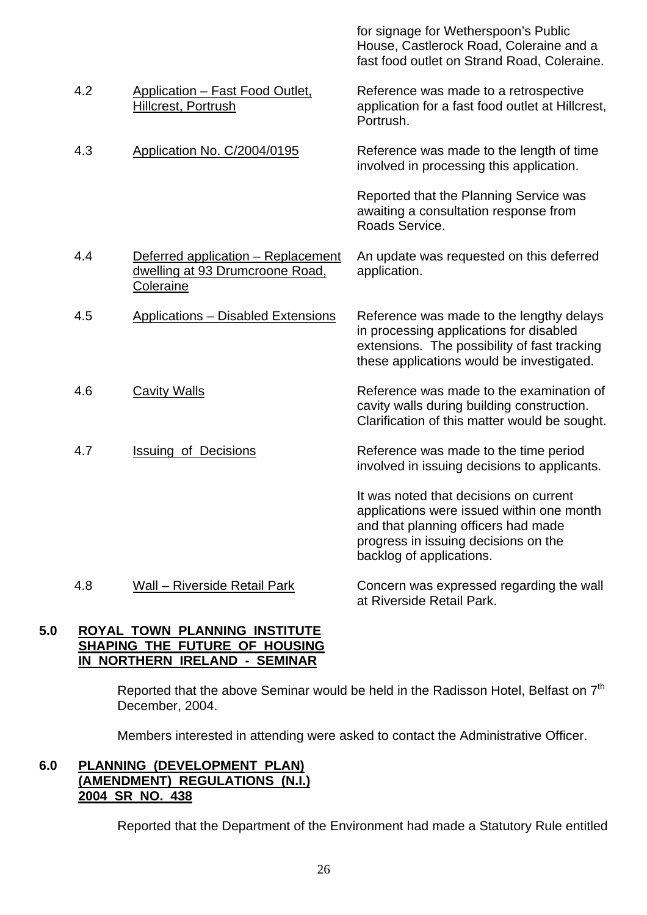for signage for Wetherspoon's Public House, Castlerock Road, Coleraine and a fast food outlet on Strand Road, Coleraine.

| | | |
|---|---|---|
| 4.2 | <u>Application – Fast Food Outlet, Hillcrest, Portrush</u> | Reference was made to a retrospective application for a fast food outlet at Hillcrest, Portrush. |
| 4.3 | <u>Application No. C/2004/0195</u> | Reference was made to the length of time involved in processing this application.<br><br>Reported that the Planning Service was awaiting a consultation response from Roads Service. |
| 4.4 | <u>Deferred application – Replacement dwelling at 93 Drumcroone Road, Coleraine</u> | An update was requested on this deferred application. |
| 4.5 | <u>Applications – Disabled Extensions</u> | Reference was made to the lengthy delays in processing applications for disabled extensions. The possibility of fast tracking these applications would be investigated. |
| 4.6 | <u>Cavity Walls</u> | Reference was made to the examination of cavity walls during building construction. Clarification of this matter would be sought. |
| 4.7 | <u>Issuing of Decisions</u> | Reference was made to the time period involved in issuing decisions to applicants.<br><br>It was noted that decisions on current applications were issued within one month and that planning officers had made progress in issuing decisions on the backlog of applications. |
| 4.8 | <u>Wall – Riverside Retail Park</u> | Concern was expressed regarding the wall at Riverside Retail Park. |

## 5.0 ROYAL TOWN PLANNING INSTITUTE SHAPING THE FUTURE OF HOUSING IN NORTHERN IRELAND - SEMINAR

Reported that the above Seminar would be held in the Radisson Hotel, Belfast on 7th December, 2004.

Members interested in attending were asked to contact the Administrative Officer.

## 6.0 PLANNING (DEVELOPMENT PLAN) (AMENDMENT) REGULATIONS (N.I.) 2004 SR NO. 438

Reported that the Department of the Environment had made a Statutory Rule entitled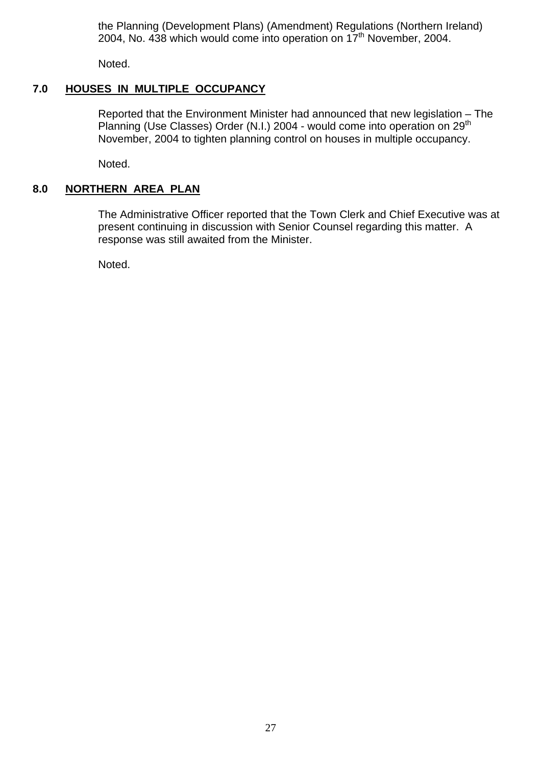the Planning (Development Plans) (Amendment) Regulations (Northern Ireland) 2004, No. 438 which would come into operation on 17th November, 2004.

Noted.

## 7.0 HOUSES IN MULTIPLE OCCUPANCY

Reported that the Environment Minister had announced that new legislation – The Planning (Use Classes) Order (N.I.) 2004 - would come into operation on 29th November, 2004 to tighten planning control on houses in multiple occupancy.

Noted.

## 8.0 NORTHERN AREA PLAN

The Administrative Officer reported that the Town Clerk and Chief Executive was at present continuing in discussion with Senior Counsel regarding this matter. A response was still awaited from the Minister.

Noted.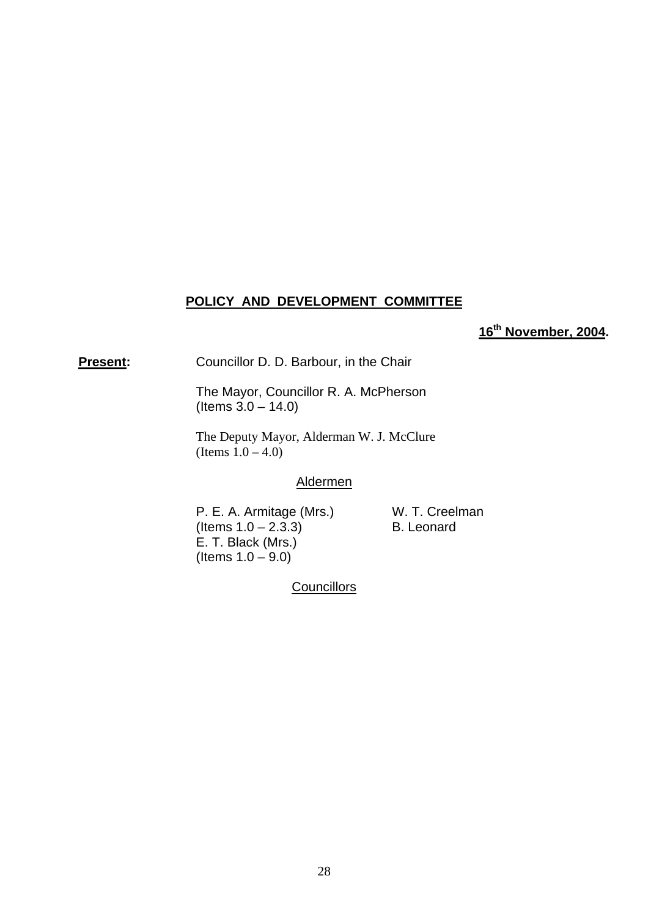## POLICY AND DEVELOPMENT COMMITTEE

**16th November, 2004.**

**Present:** Councillor D. D. Barbour, in the Chair

The Mayor, Councillor R. A. McPherson
(Items 3.0 – 14.0)

The Deputy Mayor, Alderman W. J. McClure
(Items 1.0 – 4.0)

Aldermen

P. E. A. Armitage (Mrs.)
(Items 1.0 – 2.3.3)
E. T. Black (Mrs.)
(Items 1.0 – 9.0)

W. T. Creelman
B. Leonard

Councillors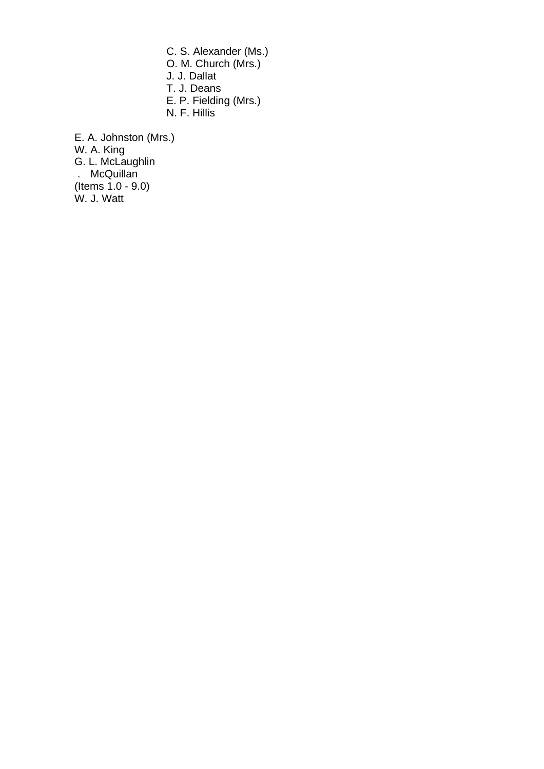C. S. Alexander (Ms.)
O. M. Church (Mrs.)
J. J. Dallat
T. J. Deans
E. P. Fielding (Mrs.)
N. F. Hillis

E. A. Johnston (Mrs.)
W. A. King
G. L. McLaughlin
. McQuillan
(Items 1.0 - 9.0)
W. J. Watt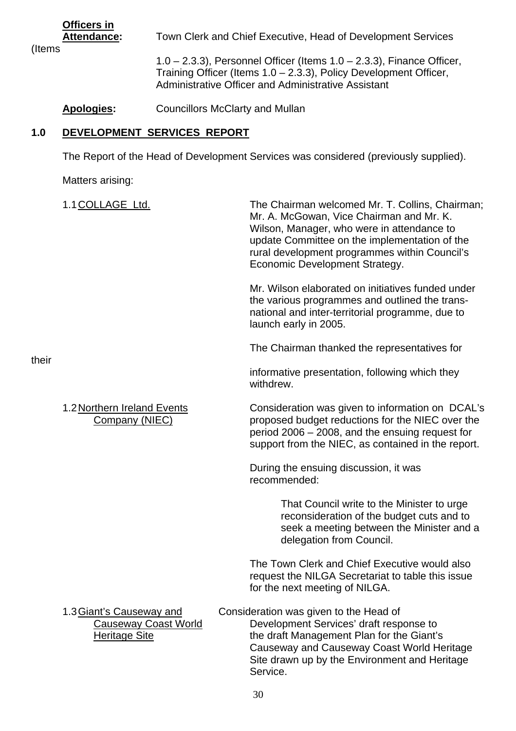**Officers in Attendance:** Town Clerk and Chief Executive, Head of Development Services (Items 1.0 – 2.3.3), Personnel Officer (Items 1.0 – 2.3.3), Finance Officer, Training Officer (Items 1.0 – 2.3.3), Policy Development Officer, Administrative Officer and Administrative Assistant

**Apologies:** Councillors McClarty and Mullan

## 1.0 DEVELOPMENT SERVICES REPORT

The Report of the Head of Development Services was considered (previously supplied).

Matters arising:

1.1 COLLAGE Ltd.

The Chairman welcomed Mr. T. Collins, Chairman; Mr. A. McGowan, Vice Chairman and Mr. K. Wilson, Manager, who were in attendance to update Committee on the implementation of the rural development programmes within Council's Economic Development Strategy.

Mr. Wilson elaborated on initiatives funded under the various programmes and outlined the trans-national and inter-territorial programme, due to launch early in 2005.

The Chairman thanked the representatives for their informative presentation, following which they withdrew.

1.2 Northern Ireland Events Company (NIEC)

Consideration was given to information on DCAL's proposed budget reductions for the NIEC over the period 2006 – 2008, and the ensuing request for support from the NIEC, as contained in the report.

During the ensuing discussion, it was recommended:

> That Council write to the Minister to urge reconsideration of the budget cuts and to seek a meeting between the Minister and a delegation from Council.

The Town Clerk and Chief Executive would also request the NILGA Secretariat to table this issue for the next meeting of NILGA.

1.3 Giant's Causeway and Causeway Coast World Heritage Site

Consideration was given to the Head of Development Services' draft response to the draft Management Plan for the Giant's Causeway and Causeway Coast World Heritage Site drawn up by the Environment and Heritage Service.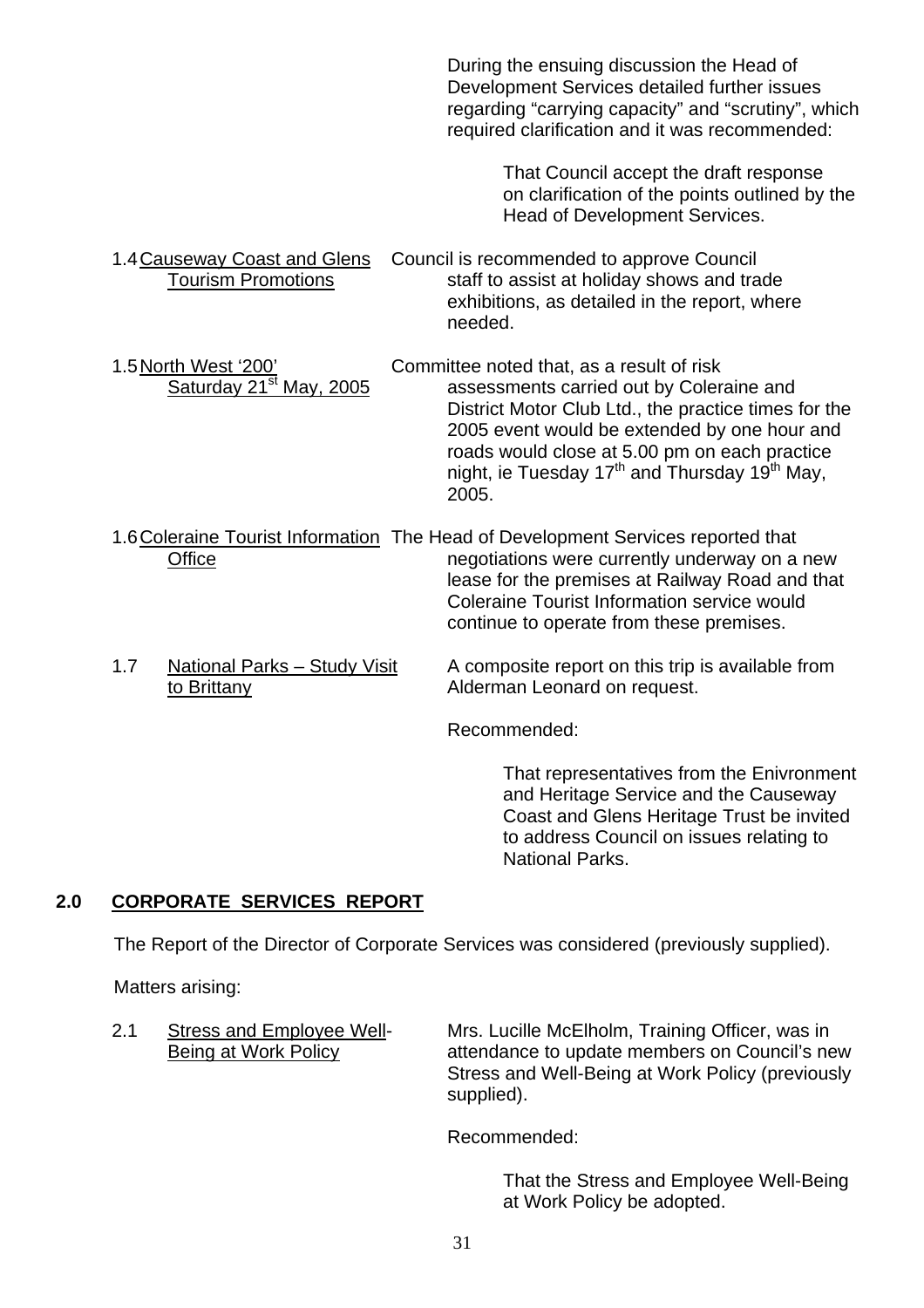During the ensuing discussion the Head of Development Services detailed further issues regarding "carrying capacity" and "scrutiny", which required clarification and it was recommended:

> That Council accept the draft response on clarification of the points outlined by the Head of Development Services.

1.4 <u>Causeway Coast and Glens Tourism Promotions</u>

Council is recommended to approve Council staff to assist at holiday shows and trade exhibitions, as detailed in the report, where needed.

1.5 <u>North West '200' Saturday 21st May, 2005</u>

Committee noted that, as a result of risk assessments carried out by Coleraine and District Motor Club Ltd., the practice times for the 2005 event would be extended by one hour and roads would close at 5.00 pm on each practice night, ie Tuesday 17th and Thursday 19th May, 2005.

1.6 <u>Coleraine Tourist Information Office</u>

The Head of Development Services reported that negotiations were currently underway on a new lease for the premises at Railway Road and that Coleraine Tourist Information service would continue to operate from these premises.

1.7 <u>National Parks – Study Visit to Brittany</u>

A composite report on this trip is available from Alderman Leonard on request.

Recommended:

> That representatives from the Enivronment and Heritage Service and the Causeway Coast and Glens Heritage Trust be invited to address Council on issues relating to National Parks.

## 2.0 CORPORATE SERVICES REPORT

The Report of the Director of Corporate Services was considered (previously supplied).

Matters arising:

2.1 <u>Stress and Employee Well-Being at Work Policy</u>

Mrs. Lucille McElholm, Training Officer, was in attendance to update members on Council's new Stress and Well-Being at Work Policy (previously supplied).

Recommended:

> That the Stress and Employee Well-Being at Work Policy be adopted.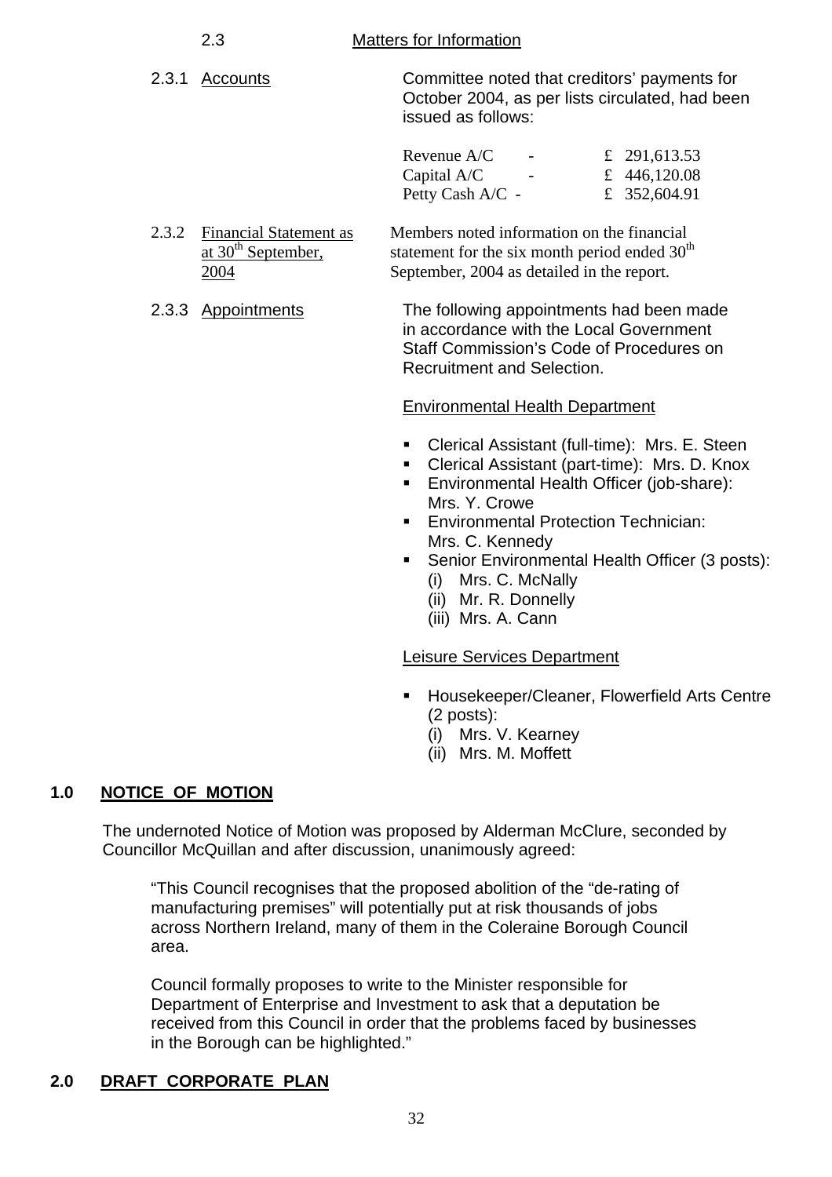### 2.3 Matters for Information

**2.3.1 Accounts**

Committee noted that creditors' payments for October 2004, as per lists circulated, had been issued as follows:

| | | |
|---|---|---|
| Revenue A/C | - | £ 291,613.53 |
| Capital A/C | - | £ 446,120.08 |
| Petty Cash A/C | - | £ 352,604.91 |

**2.3.2 Financial Statement as at 30th September, 2004**

Members noted information on the financial statement for the six month period ended 30th September, 2004 as detailed in the report.

**2.3.3 Appointments**

The following appointments had been made in accordance with the Local Government Staff Commission's Code of Procedures on Recruitment and Selection.

Environmental Health Department

- Clerical Assistant (full-time): Mrs. E. Steen
- Clerical Assistant (part-time): Mrs. D. Knox
- Environmental Health Officer (job-share): Mrs. Y. Crowe
- Environmental Protection Technician: Mrs. C. Kennedy
- Senior Environmental Health Officer (3 posts):
  - (i) Mrs. C. McNally
  - (ii) Mr. R. Donnelly
  - (iii) Mrs. A. Cann

Leisure Services Department

- Housekeeper/Cleaner, Flowerfield Arts Centre (2 posts):
  - (i) Mrs. V. Kearney
  - (ii) Mrs. M. Moffett

## 1.0 NOTICE OF MOTION

The undernoted Notice of Motion was proposed by Alderman McClure, seconded by Councillor McQuillan and after discussion, unanimously agreed:

> "This Council recognises that the proposed abolition of the "de-rating of manufacturing premises" will potentially put at risk thousands of jobs across Northern Ireland, many of them in the Coleraine Borough Council area.
>
> Council formally proposes to write to the Minister responsible for Department of Enterprise and Investment to ask that a deputation be received from this Council in order that the problems faced by businesses in the Borough can be highlighted."

## 2.0 DRAFT CORPORATE PLAN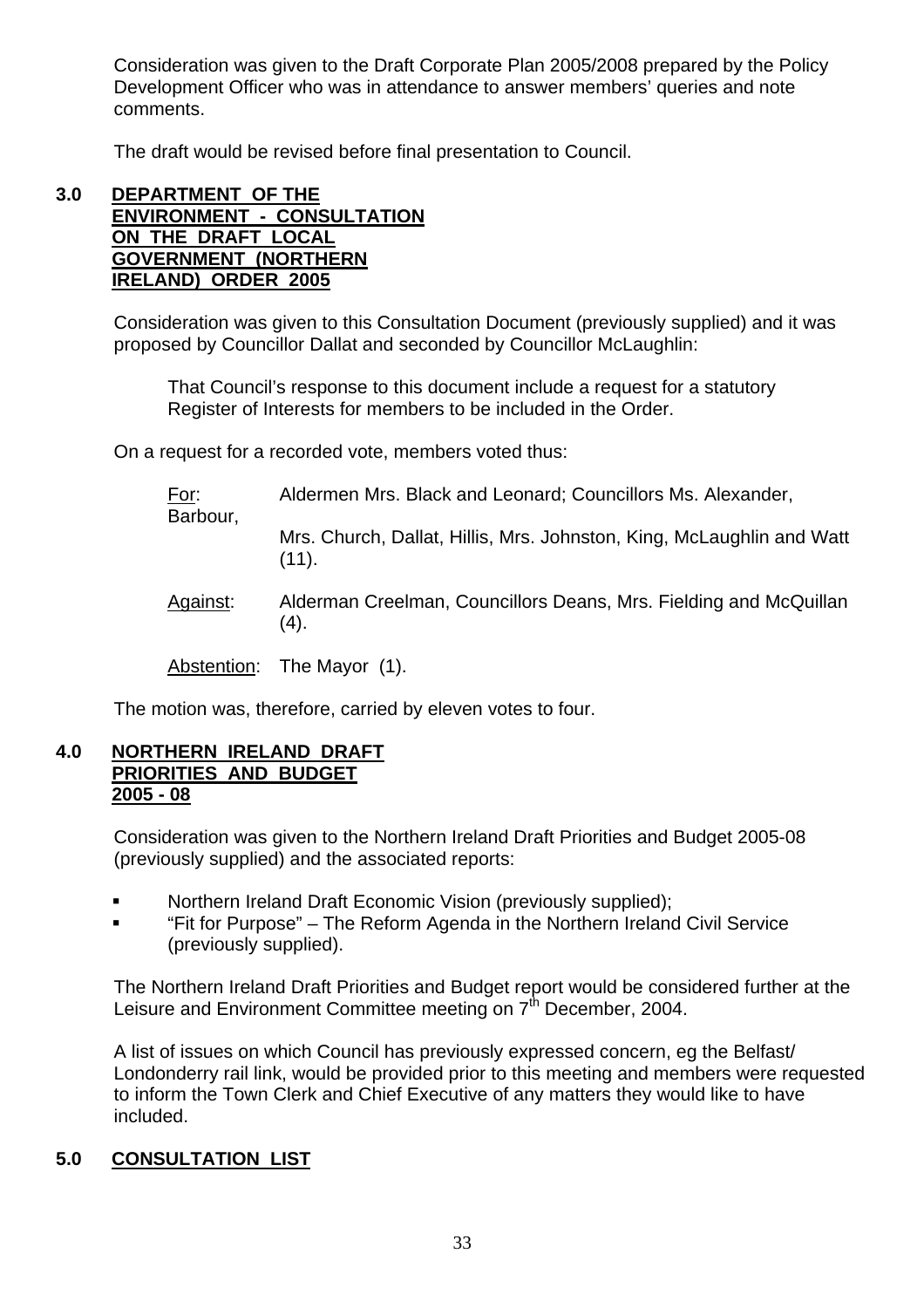Consideration was given to the Draft Corporate Plan 2005/2008 prepared by the Policy Development Officer who was in attendance to answer members' queries and note comments.

The draft would be revised before final presentation to Council.

## 3.0 DEPARTMENT OF THE ENVIRONMENT - CONSULTATION ON THE DRAFT LOCAL GOVERNMENT (NORTHERN IRELAND) ORDER 2005

Consideration was given to this Consultation Document (previously supplied) and it was proposed by Councillor Dallat and seconded by Councillor McLaughlin:

> That Council's response to this document include a request for a statutory Register of Interests for members to be included in the Order.

On a request for a recorded vote, members voted thus:

For: Aldermen Mrs. Black and Leonard; Councillors Ms. Alexander, Barbour, Mrs. Church, Dallat, Hillis, Mrs. Johnston, King, McLaughlin and Watt (11).

Against: Alderman Creelman, Councillors Deans, Mrs. Fielding and McQuillan (4).

Abstention: The Mayor (1).

The motion was, therefore, carried by eleven votes to four.

## 4.0 NORTHERN IRELAND DRAFT PRIORITIES AND BUDGET 2005 - 08

Consideration was given to the Northern Ireland Draft Priorities and Budget 2005-08 (previously supplied) and the associated reports:

- Northern Ireland Draft Economic Vision (previously supplied);
- "Fit for Purpose" – The Reform Agenda in the Northern Ireland Civil Service (previously supplied).

The Northern Ireland Draft Priorities and Budget report would be considered further at the Leisure and Environment Committee meeting on 7th December, 2004.

A list of issues on which Council has previously expressed concern, eg the Belfast/ Londonderry rail link, would be provided prior to this meeting and members were requested to inform the Town Clerk and Chief Executive of any matters they would like to have included.

## 5.0 CONSULTATION LIST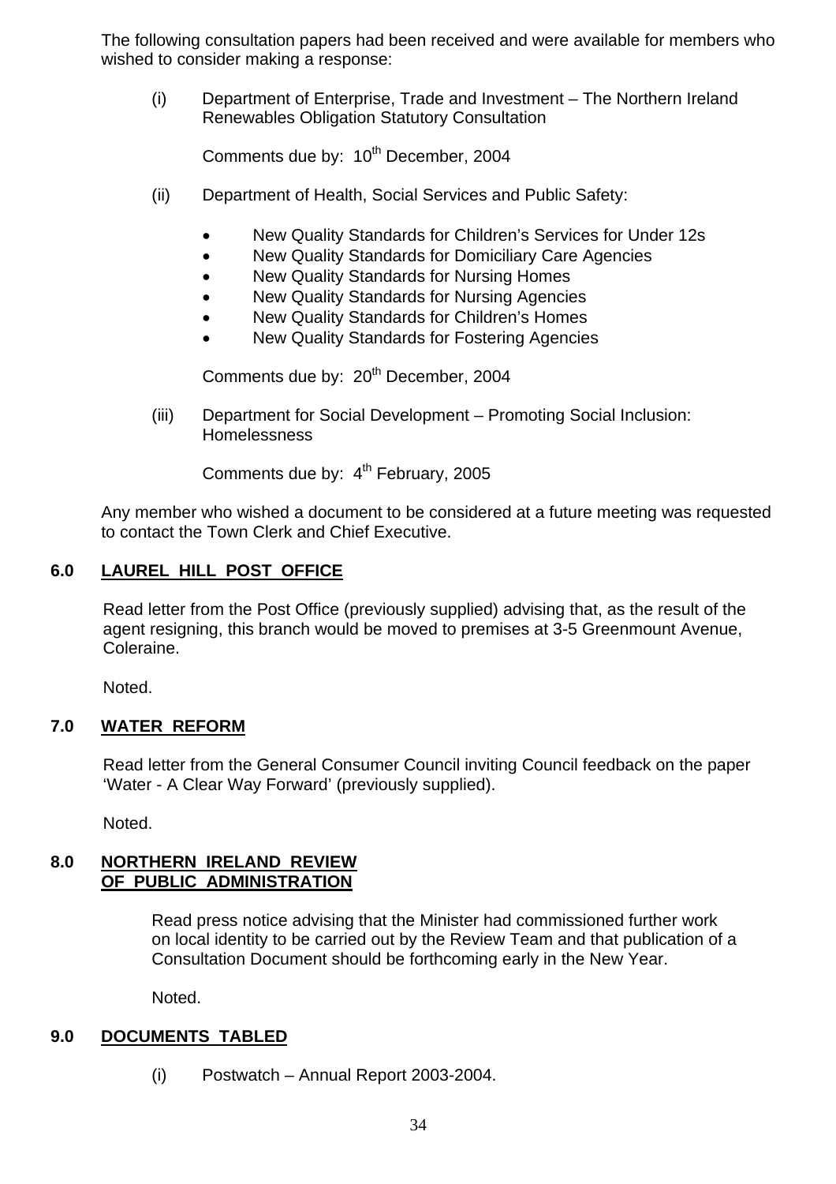The following consultation papers had been received and were available for members who wished to consider making a response:

(i) Department of Enterprise, Trade and Investment – The Northern Ireland Renewables Obligation Statutory Consultation

Comments due by: 10th December, 2004

(ii) Department of Health, Social Services and Public Safety:

- New Quality Standards for Children's Services for Under 12s
- New Quality Standards for Domiciliary Care Agencies
- New Quality Standards for Nursing Homes
- New Quality Standards for Nursing Agencies
- New Quality Standards for Children's Homes
- New Quality Standards for Fostering Agencies

Comments due by: 20th December, 2004

(iii) Department for Social Development – Promoting Social Inclusion: Homelessness

Comments due by: 4th February, 2005

Any member who wished a document to be considered at a future meeting was requested to contact the Town Clerk and Chief Executive.

## 6.0 LAUREL HILL POST OFFICE

Read letter from the Post Office (previously supplied) advising that, as the result of the agent resigning, this branch would be moved to premises at 3-5 Greenmount Avenue, Coleraine.

Noted.

## 7.0 WATER REFORM

Read letter from the General Consumer Council inviting Council feedback on the paper 'Water - A Clear Way Forward' (previously supplied).

Noted.

## 8.0 NORTHERN IRELAND REVIEW OF PUBLIC ADMINISTRATION

Read press notice advising that the Minister had commissioned further work on local identity to be carried out by the Review Team and that publication of a Consultation Document should be forthcoming early in the New Year.

Noted.

## 9.0 DOCUMENTS TABLED

(i) Postwatch – Annual Report 2003-2004.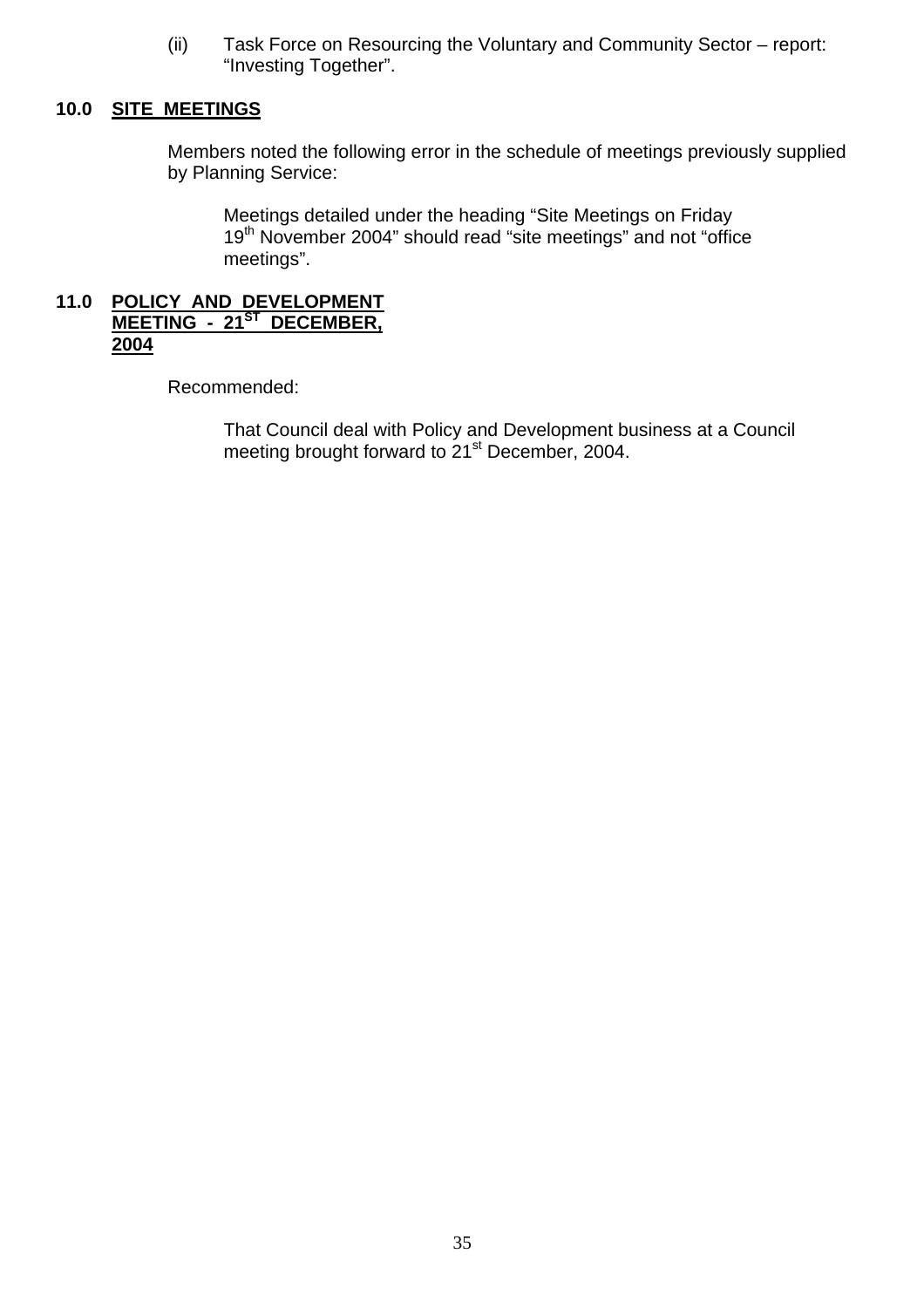(ii) Task Force on Resourcing the Voluntary and Community Sector – report: "Investing Together".

## 10.0 SITE MEETINGS

Members noted the following error in the schedule of meetings previously supplied by Planning Service:

> Meetings detailed under the heading "Site Meetings on Friday 19th November 2004" should read "site meetings" and not "office meetings".

## 11.0 POLICY AND DEVELOPMENT MEETING - 21ST DECEMBER, 2004

Recommended:

> That Council deal with Policy and Development business at a Council meeting brought forward to 21st December, 2004.